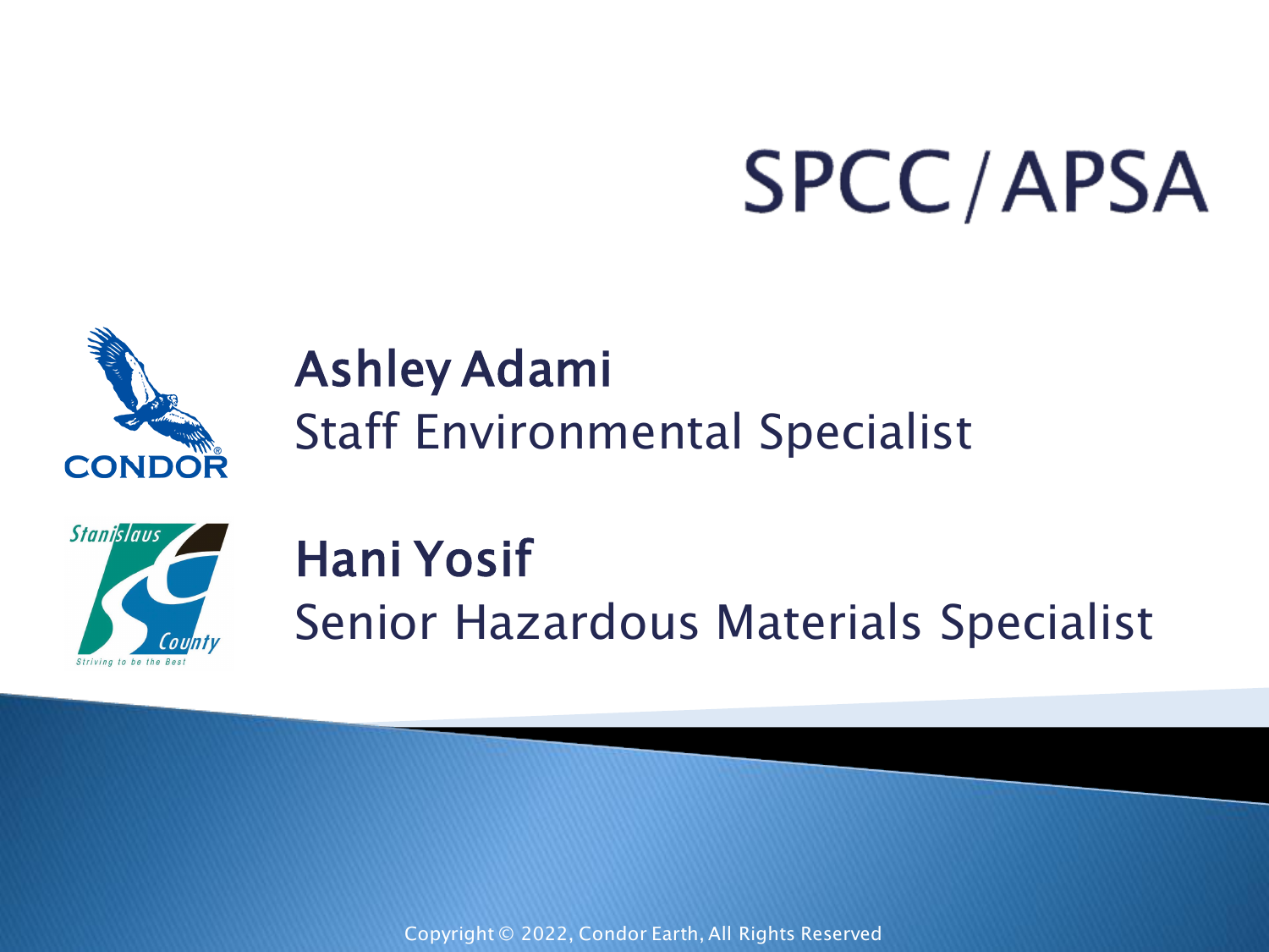# SPCC/APSA

**Ashley Adami**
Staff Environmental Specialist

**Hani Yosif**
Senior Hazardous Materials Specialist

Copyright © 2022, Condor Earth, All Rights Reserved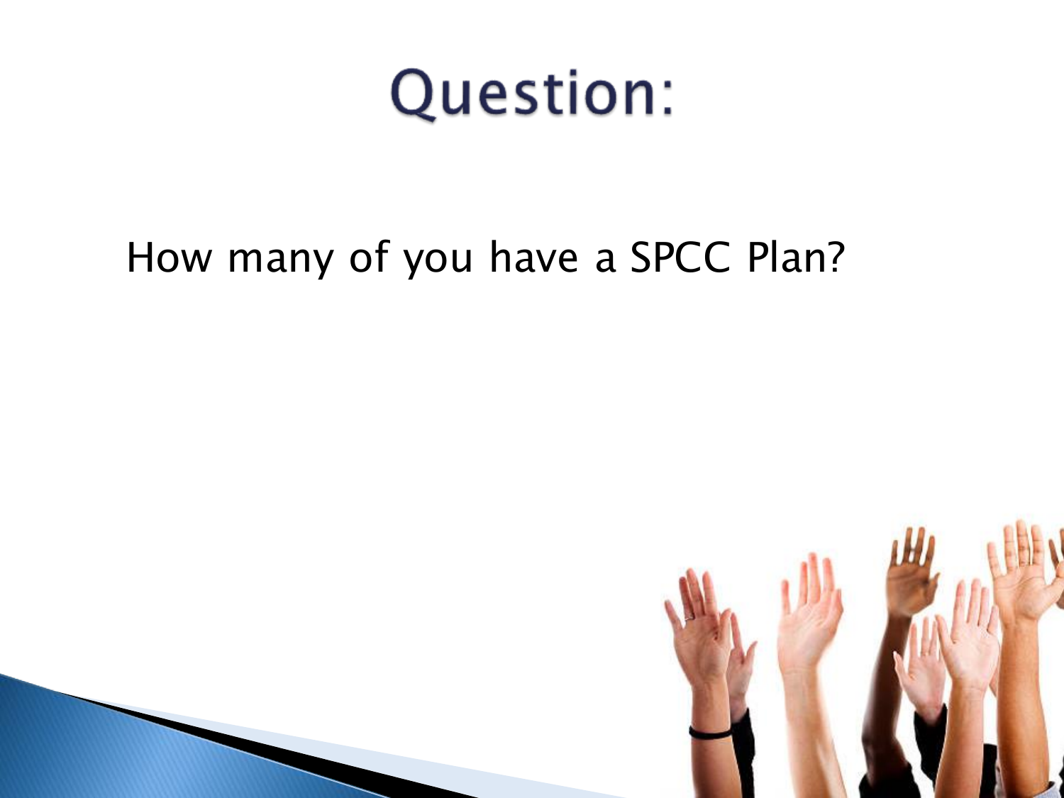# Question:

How many of you have a SPCC Plan?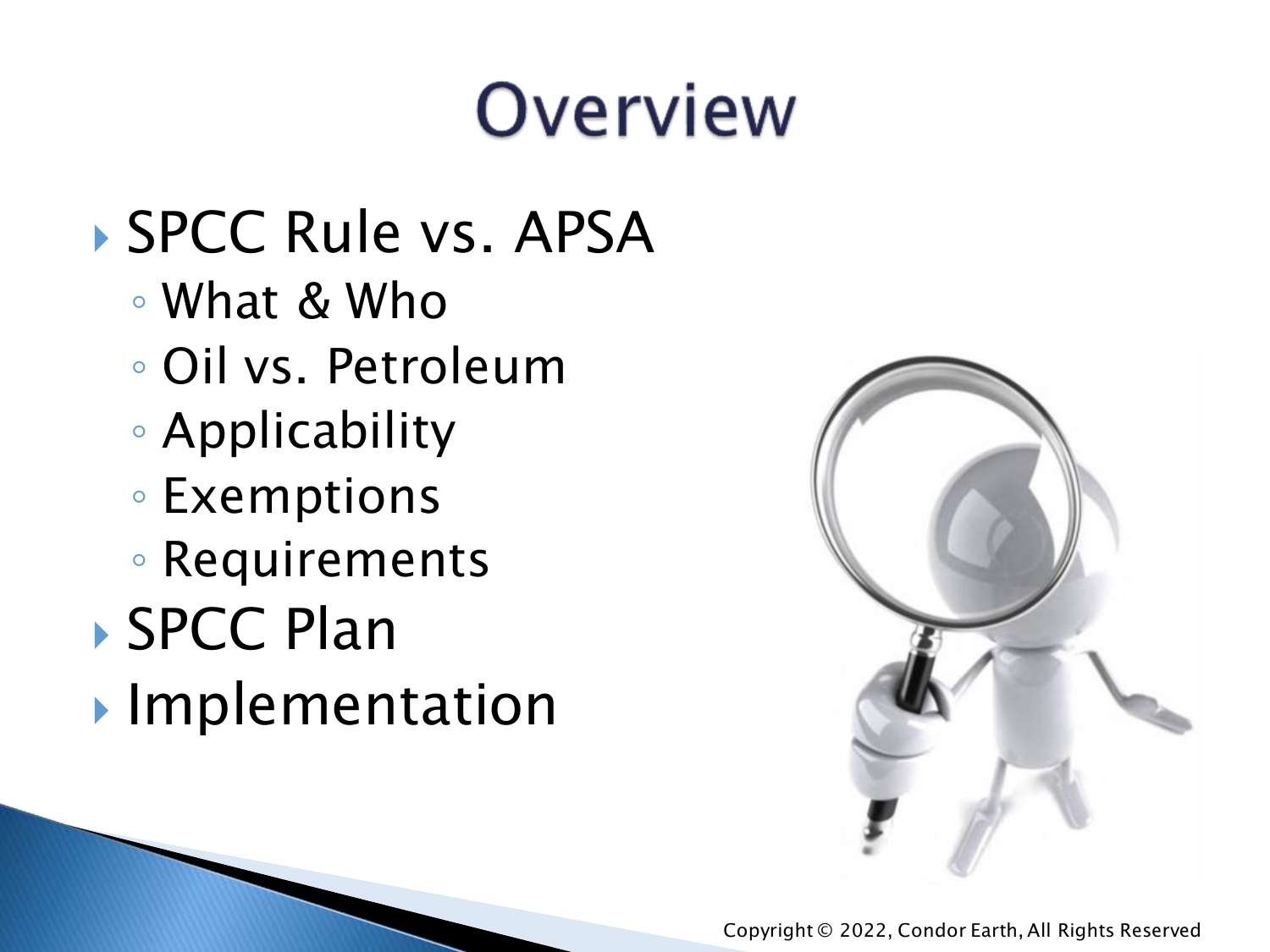# Overview

- SPCC Rule vs. APSA
  - What & Who
  - Oil vs. Petroleum
  - Applicability
  - Exemptions
  - Requirements
- SPCC Plan
- Implementation

Copyright © 2022, Condor Earth, All Rights Reserved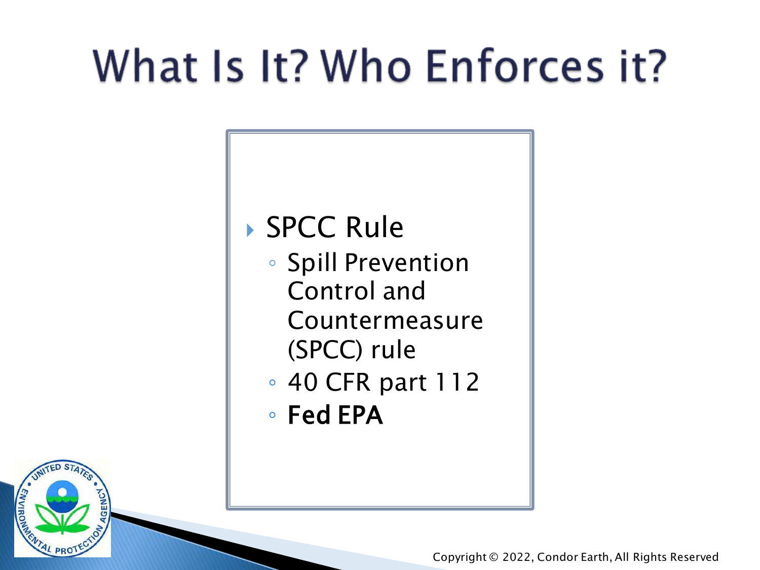# What Is It? Who Enforces it?

- SPCC Rule
  - Spill Prevention Control and Countermeasure (SPCC) rule
  - 40 CFR part 112
  - **Fed EPA**

Copyright © 2022, Condor Earth, All Rights Reserved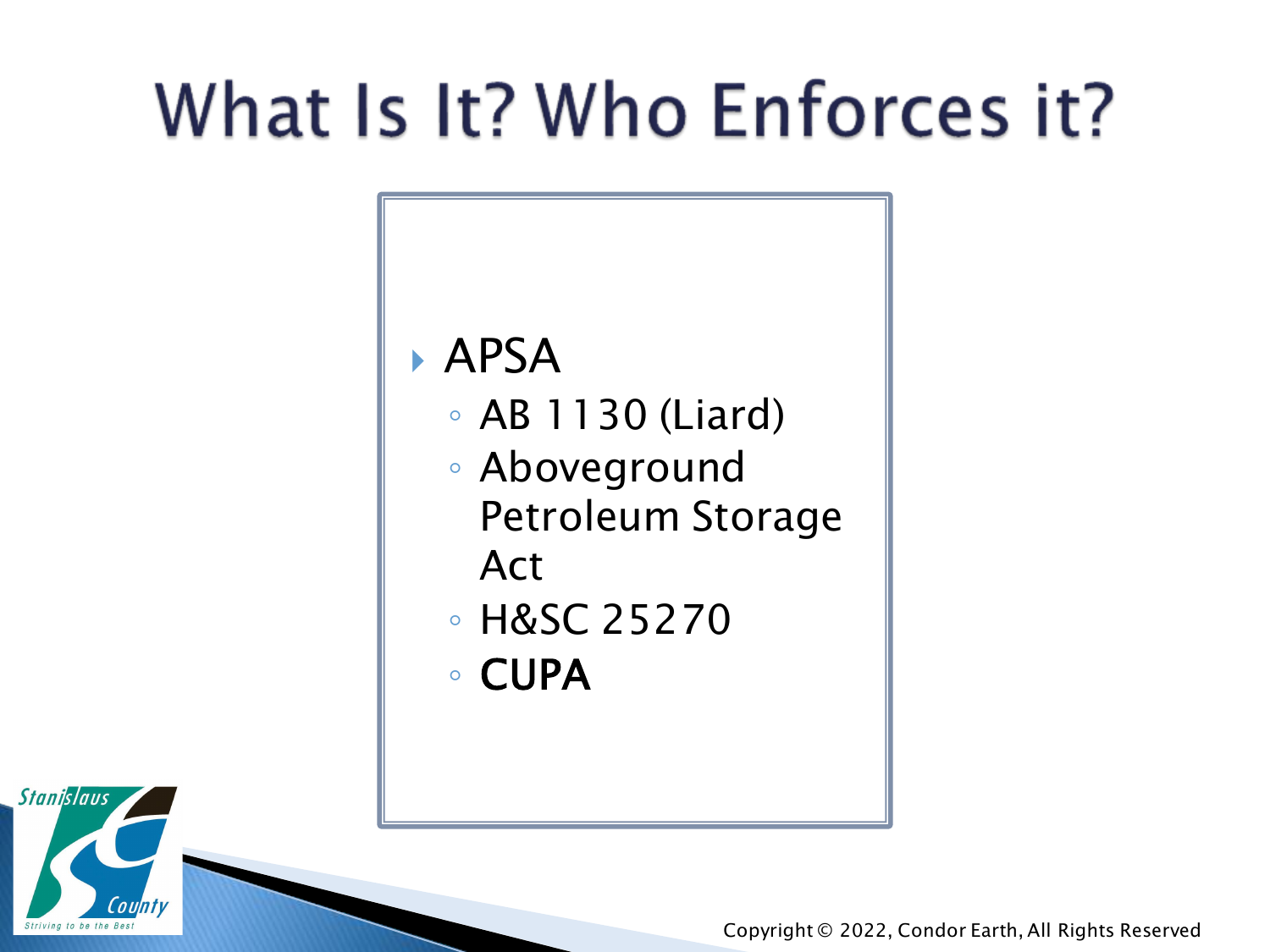# What Is It? Who Enforces it?

- APSA
  - AB 1130 (Liard)
  - Aboveground Petroleum Storage Act
  - H&SC 25270
  - **CUPA**

Copyright © 2022, Condor Earth, All Rights Reserved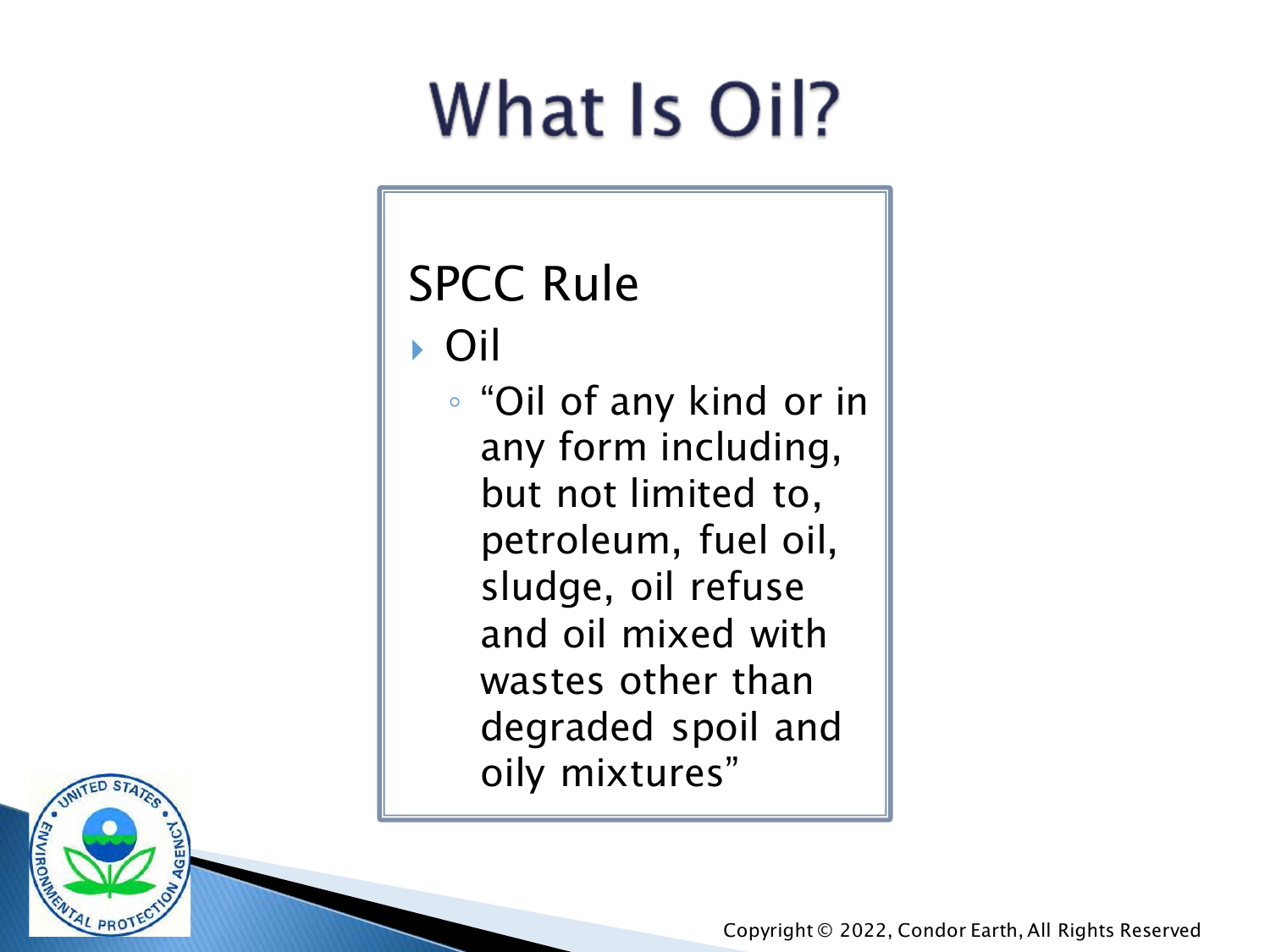# What Is Oil?

## SPCC Rule

- Oil
  - "Oil of any kind or in any form including, but not limited to, petroleum, fuel oil, sludge, oil refuse and oil mixed with wastes other than degraded spoil and oily mixtures"

Copyright © 2022, Condor Earth, All Rights Reserved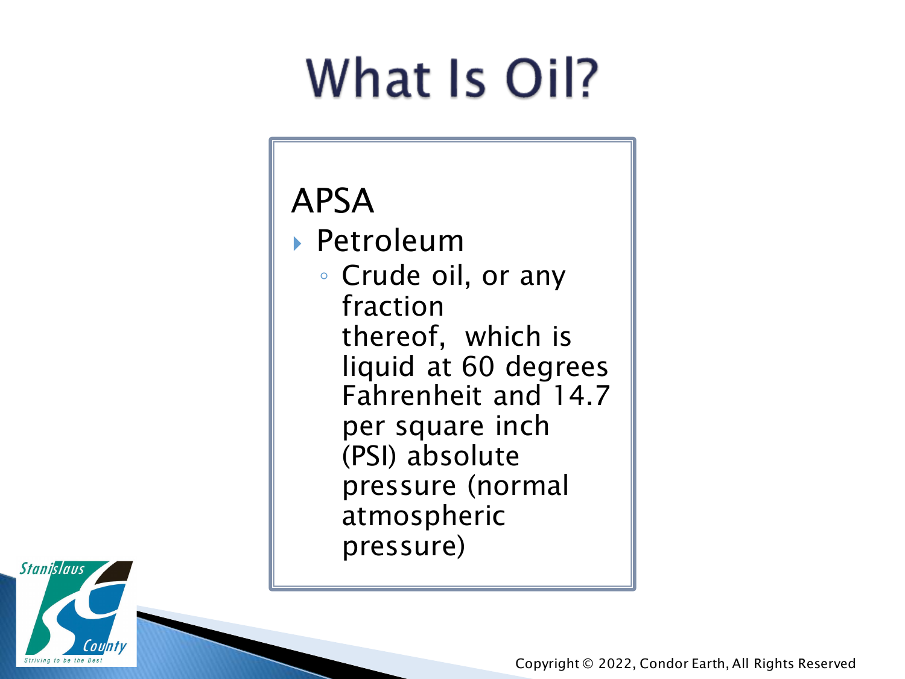# What Is Oil?

APSA

- Petroleum
  - Crude oil, or any fraction thereof, which is liquid at 60 degrees Fahrenheit and 14.7 per square inch (PSI) absolute pressure (normal atmospheric pressure)

Copyright © 2022, Condor Earth, All Rights Reserved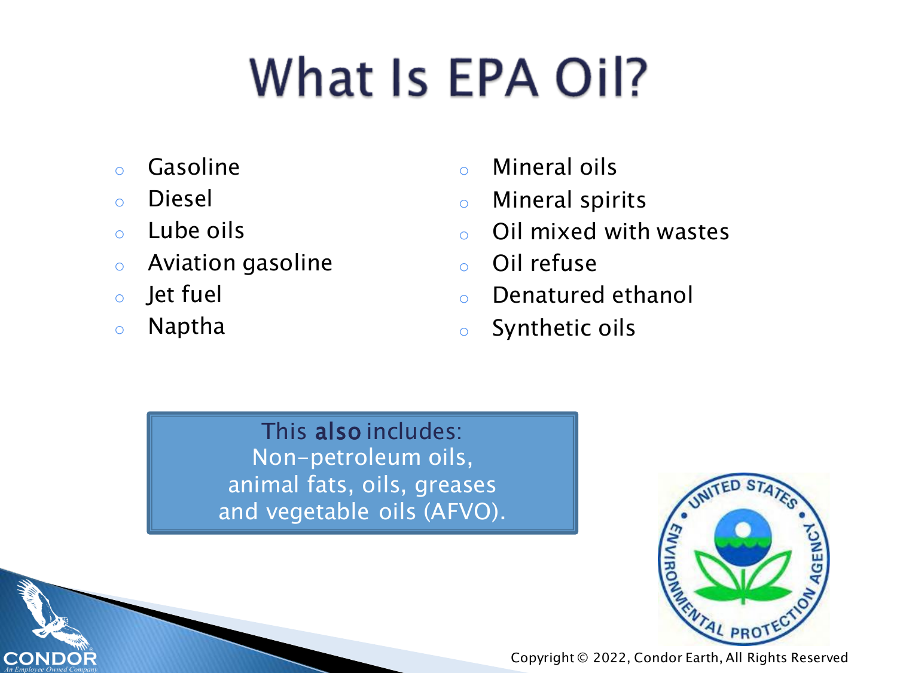# What Is EPA Oil?

- Gasoline
- Diesel
- Lube oils
- Aviation gasoline
- Jet fuel
- Naptha
- Mineral oils
- Mineral spirits
- Oil mixed with wastes
- Oil refuse
- Denatured ethanol
- Synthetic oils

This **also** includes:
Non-petroleum oils,
animal fats, oils, greases
and vegetable oils (AFVO).

Copyright © 2022, Condor Earth, All Rights Reserved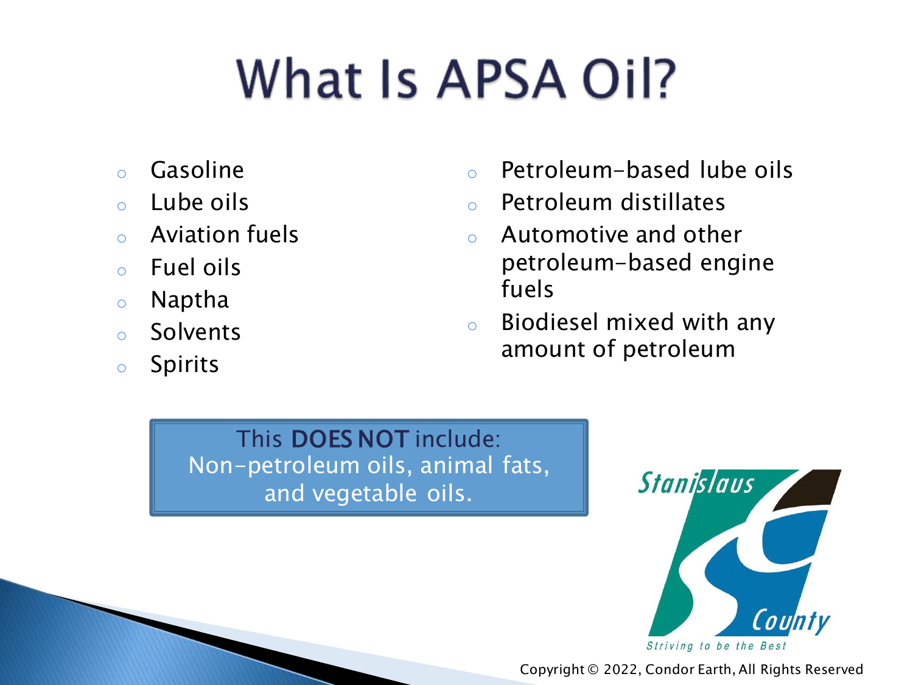# What Is APSA Oil?

- Gasoline
- Lube oils
- Aviation fuels
- Fuel oils
- Naptha
- Solvents
- Spirits
- Petroleum-based lube oils
- Petroleum distillates
- Automotive and other petroleum-based engine fuels
- Biodiesel mixed with any amount of petroleum

This **DOES NOT** include:
Non-petroleum oils, animal fats, and vegetable oils.

Stanislaus County
Striving to be the Best

Copyright © 2022, Condor Earth, All Rights Reserved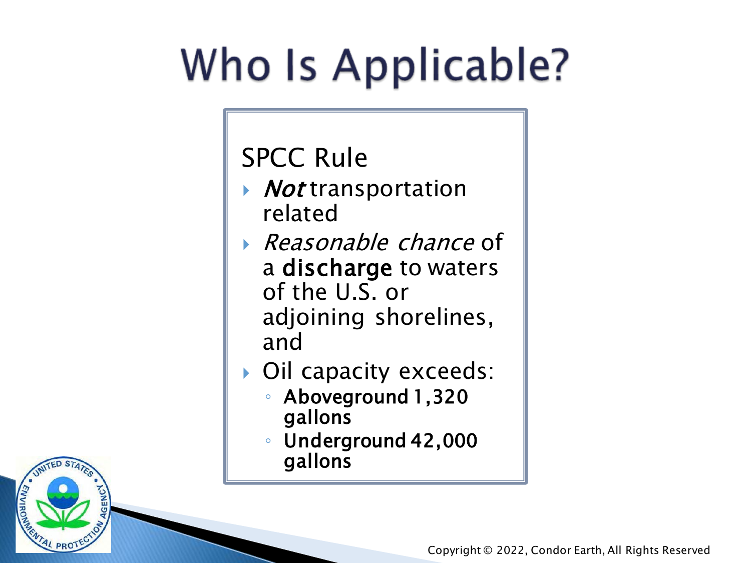# Who Is Applicable?

SPCC Rule

- *Not* transportation related
- *Reasonable chance* of a **discharge** to waters of the U.S. or adjoining shorelines, and
- Oil capacity exceeds:
  - **Aboveground 1,320 gallons**
  - **Underground 42,000 gallons**

Copyright © 2022, Condor Earth, All Rights Reserved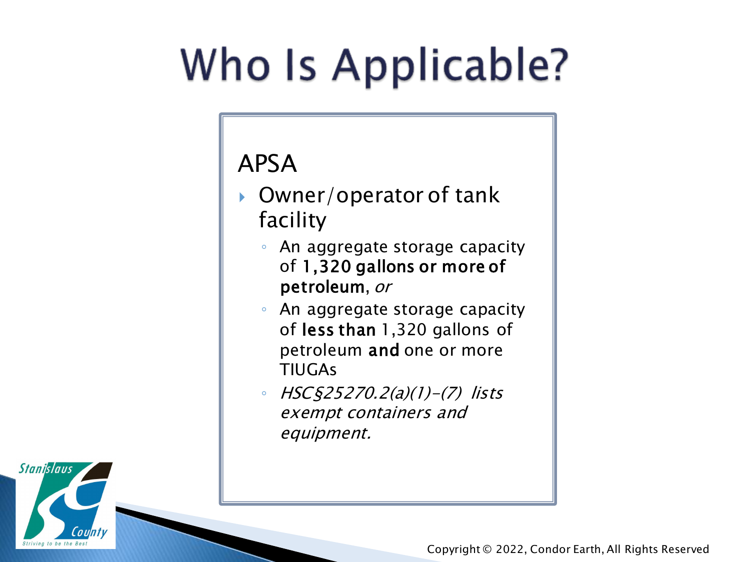# Who Is Applicable?

## APSA

- Owner/operator of tank facility
  - An aggregate storage capacity of **1,320 gallons or more of petroleum**, *or*
  - An aggregate storage capacity of **less than** 1,320 gallons of petroleum **and** one or more TIUGAs
  - *HSC§25270.2(a)(1)-(7) lists exempt containers and equipment.*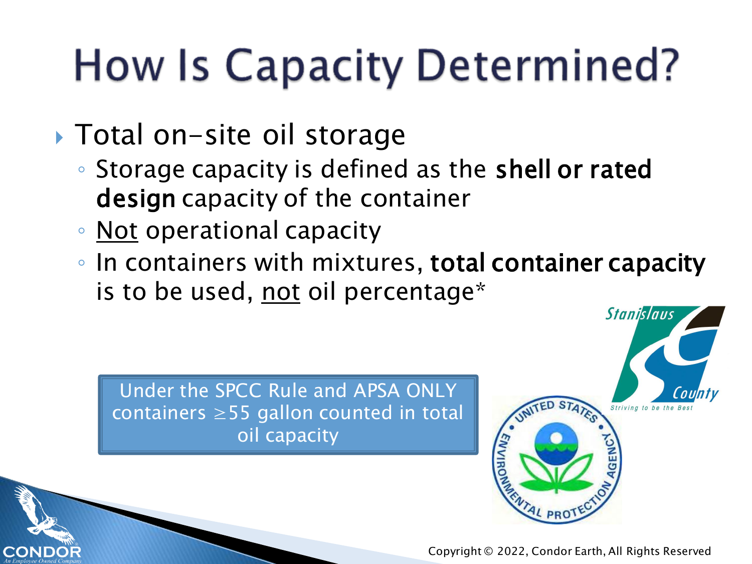# How Is Capacity Determined?

- Total on-site oil storage
  - Storage capacity is defined as the **shell or rated design** capacity of the container
  - Not operational capacity
  - In containers with mixtures, **total container capacity** is to be used, not oil percentage*

Under the SPCC Rule and APSA ONLY containers ≥55 gallon counted in total oil capacity

Copyright © 2022, Condor Earth, All Rights Reserved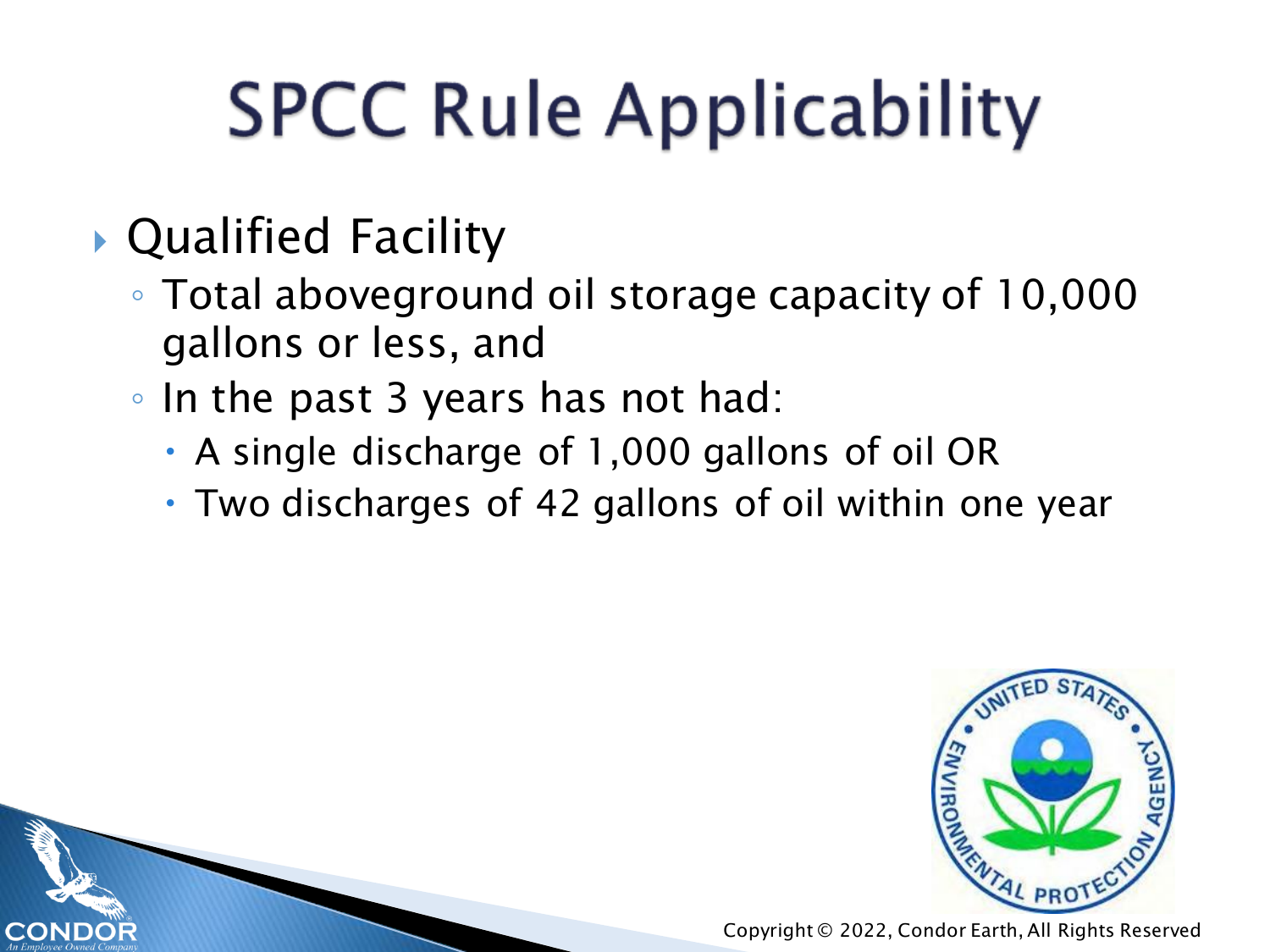# SPCC Rule Applicability

- Qualified Facility
  - Total aboveground oil storage capacity of 10,000 gallons or less, and
  - In the past 3 years has not had:
    - A single discharge of 1,000 gallons of oil OR
    - Two discharges of 42 gallons of oil within one year

Copyright © 2022, Condor Earth, All Rights Reserved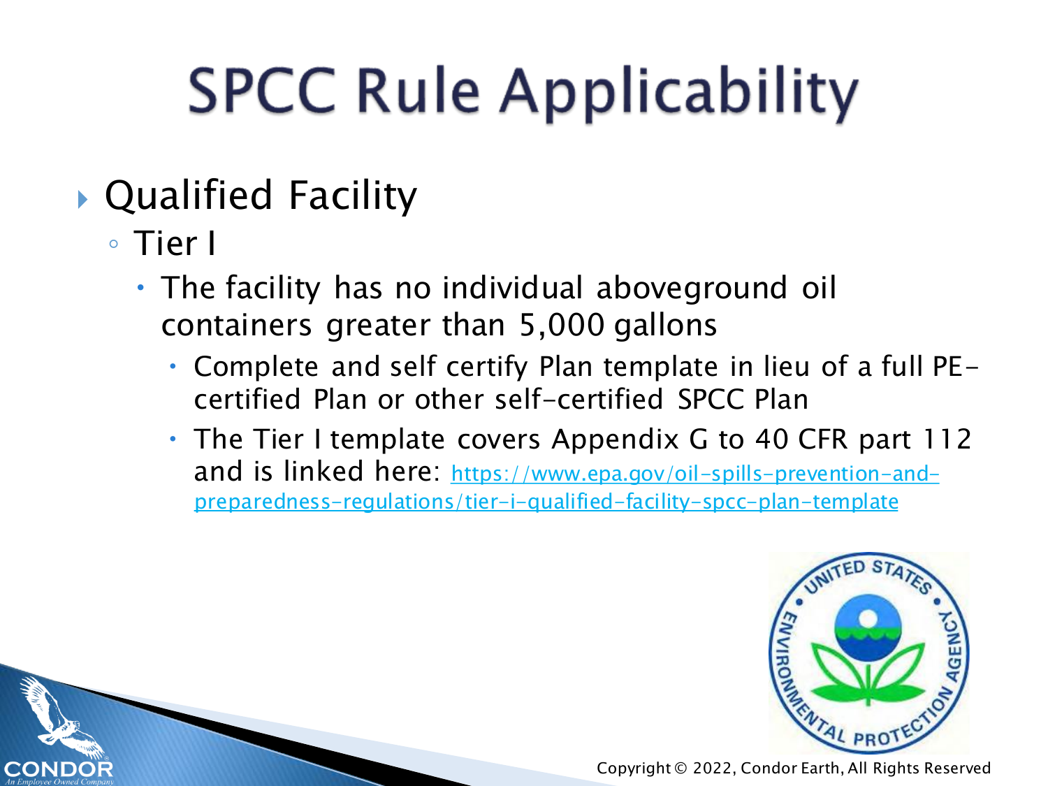# SPCC Rule Applicability

- Qualified Facility
  - Tier I
    - The facility has no individual aboveground oil containers greater than 5,000 gallons
      - Complete and self certify Plan template in lieu of a full PE-certified Plan or other self-certified SPCC Plan
      - The Tier I template covers Appendix G to 40 CFR part 112 and is linked here: https://www.epa.gov/oil-spills-prevention-and-preparedness-regulations/tier-i-qualified-facility-spcc-plan-template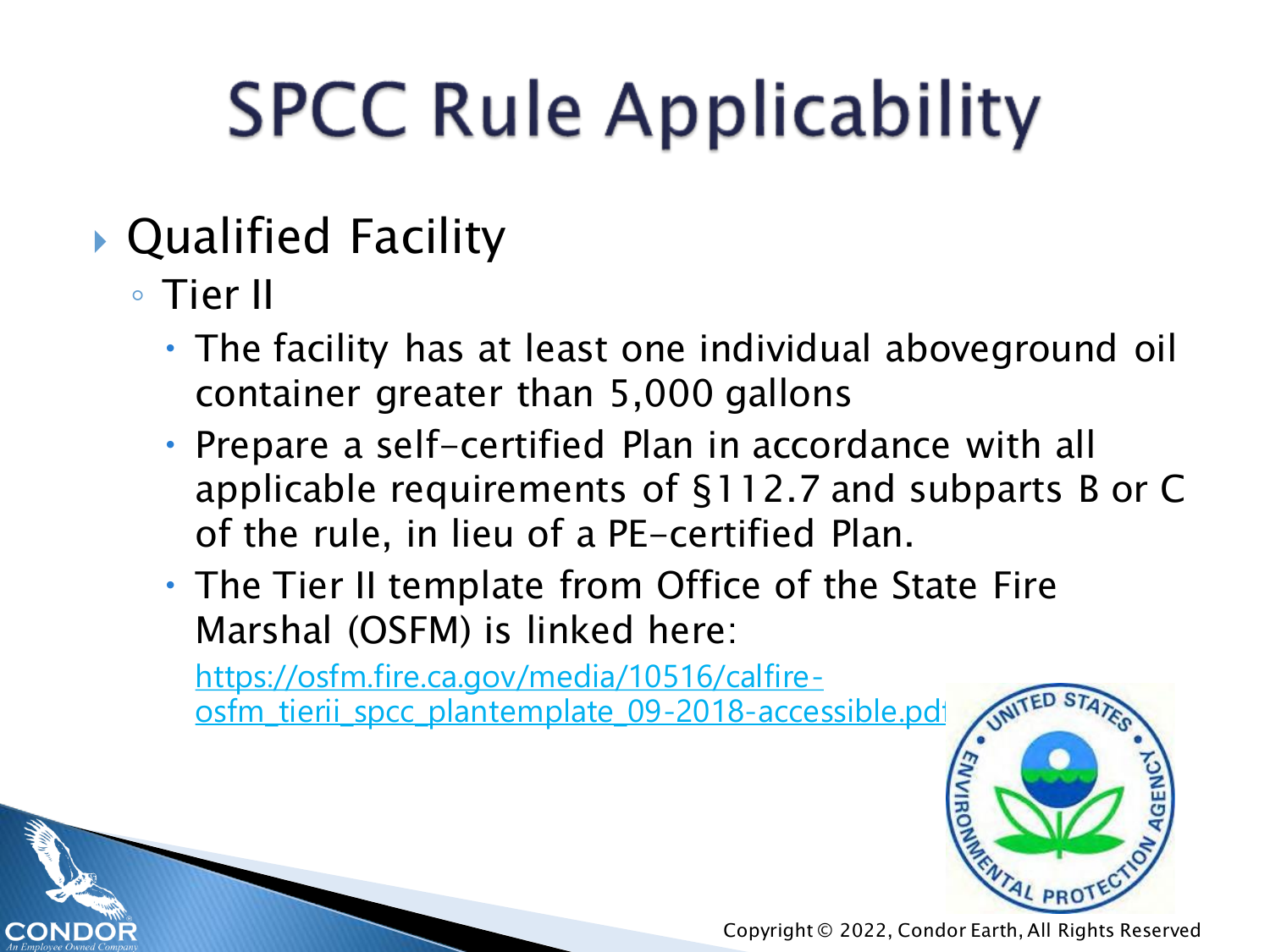# SPCC Rule Applicability

- Qualified Facility
  - Tier II
    - The facility has at least one individual aboveground oil container greater than 5,000 gallons
    - Prepare a self-certified Plan in accordance with all applicable requirements of §112.7 and subparts B or C of the rule, in lieu of a PE-certified Plan.
    - The Tier II template from Office of the State Fire Marshal (OSFM) is linked here: https://osfm.fire.ca.gov/media/10516/calfire-osfm_tierii_spcc_plantemplate_09-2018-accessible.pdf

Copyright © 2022, Condor Earth, All Rights Reserved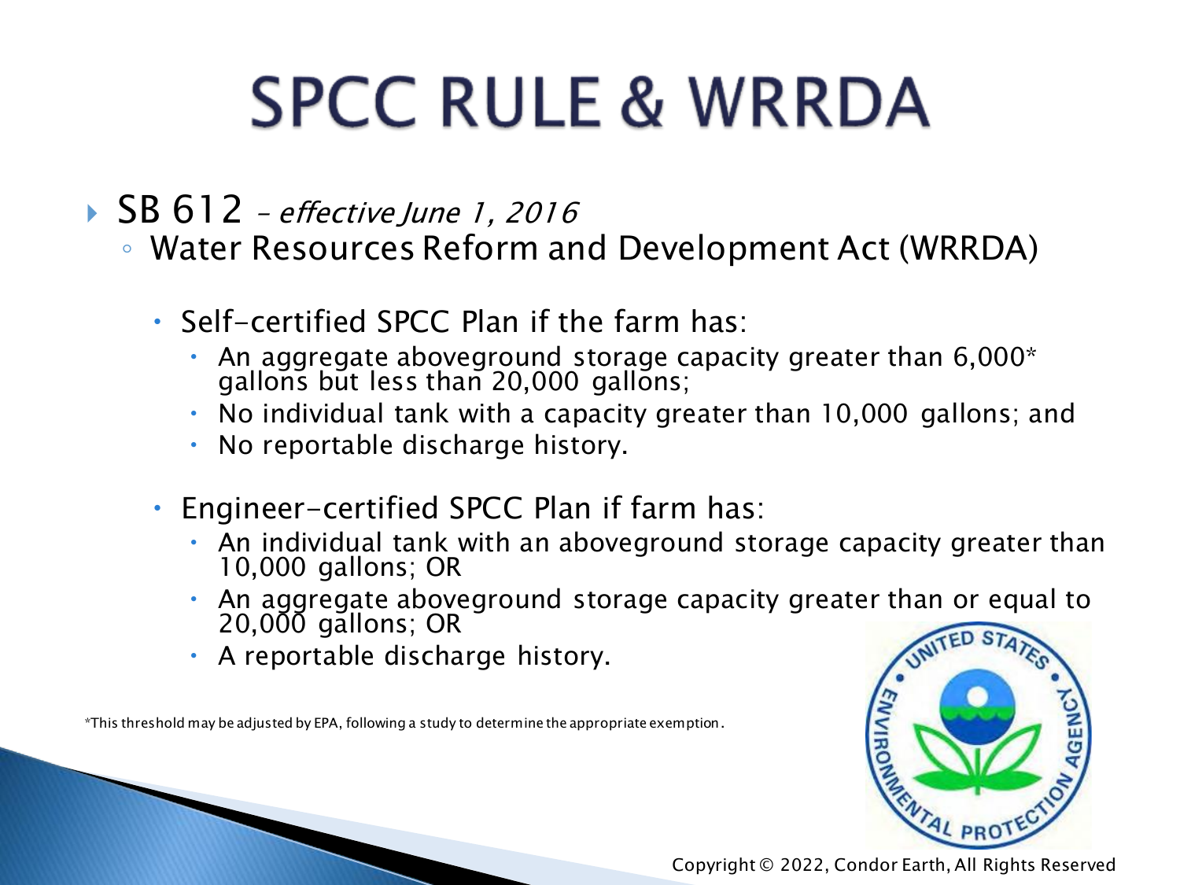# SPCC RULE & WRRDA

- SB 612 – *effective June 1, 2016*
  - Water Resources Reform and Development Act (WRRDA)
    - Self-certified SPCC Plan if the farm has:
      - An aggregate aboveground storage capacity greater than 6,000* gallons but less than 20,000 gallons;
      - No individual tank with a capacity greater than 10,000 gallons; and
      - No reportable discharge history.
    - Engineer-certified SPCC Plan if farm has:
      - An individual tank with an aboveground storage capacity greater than 10,000 gallons; OR
      - An aggregate aboveground storage capacity greater than or equal to 20,000 gallons; OR
      - A reportable discharge history.

*This threshold may be adjusted by EPA, following a study to determine the appropriate exemption.

Copyright © 2022, Condor Earth, All Rights Reserved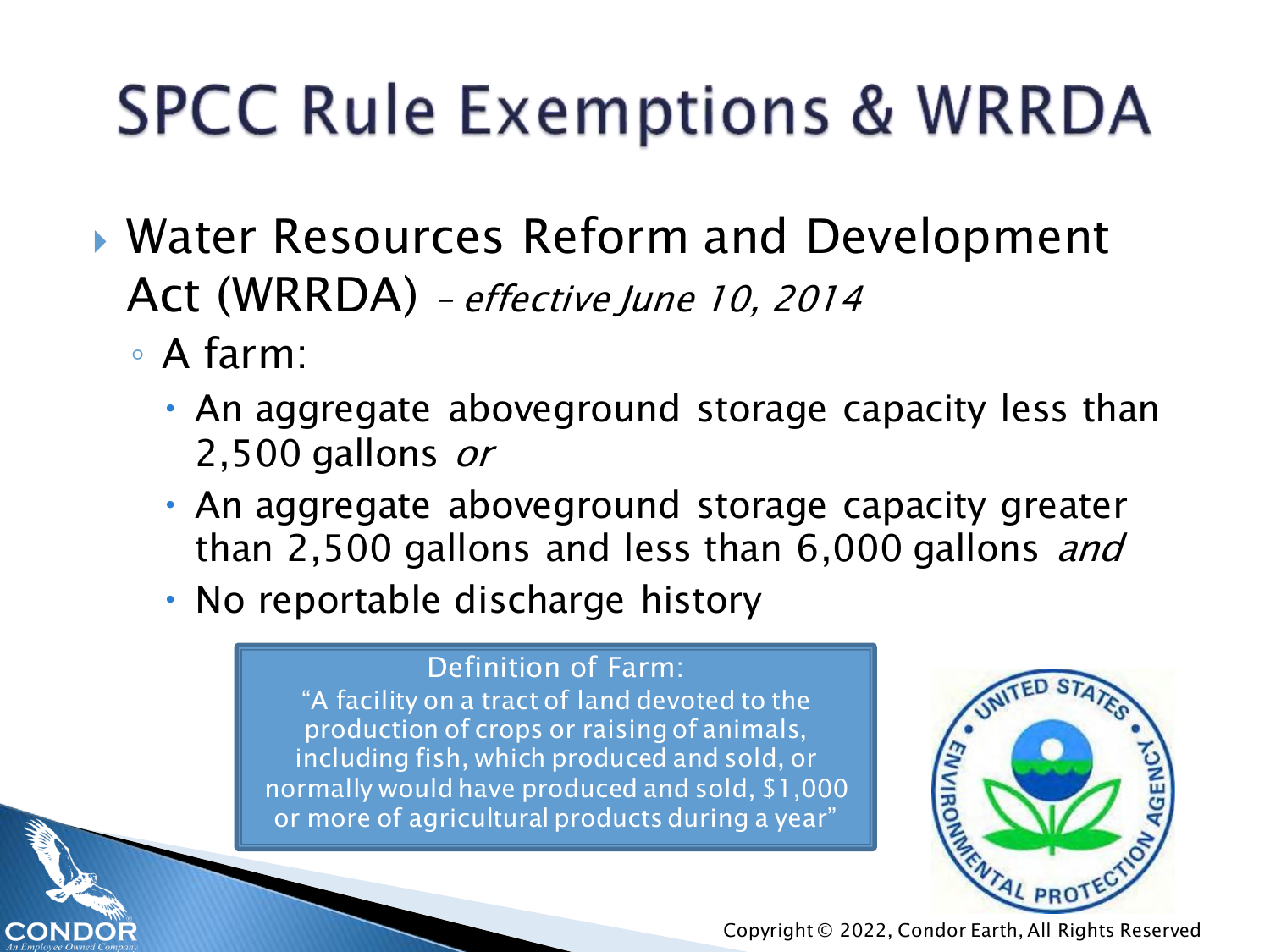# SPCC Rule Exemptions & WRRDA

- Water Resources Reform and Development Act (WRRDA) – *effective June 10, 2014*
  - A farm:
    - An aggregate aboveground storage capacity less than 2,500 gallons *or*
    - An aggregate aboveground storage capacity greater than 2,500 gallons and less than 6,000 gallons *and*
    - No reportable discharge history

> Definition of Farm:
> "A facility on a tract of land devoted to the production of crops or raising of animals, including fish, which produced and sold, or normally would have produced and sold, $1,000 or more of agricultural products during a year"

Copyright © 2022, Condor Earth, All Rights Reserved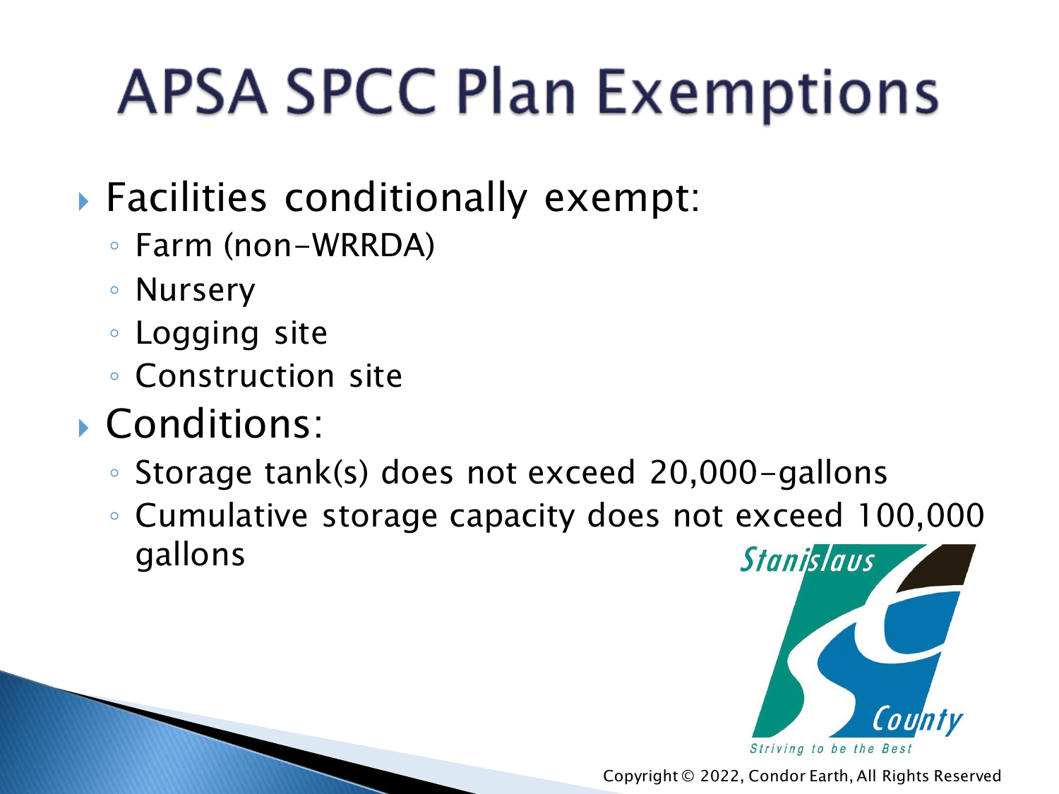# APSA SPCC Plan Exemptions

- Facilities conditionally exempt:
  - Farm (non-WRRDA)
  - Nursery
  - Logging site
  - Construction site
- Conditions:
  - Storage tank(s) does not exceed 20,000-gallons
  - Cumulative storage capacity does not exceed 100,000 gallons

Copyright © 2022, Condor Earth, All Rights Reserved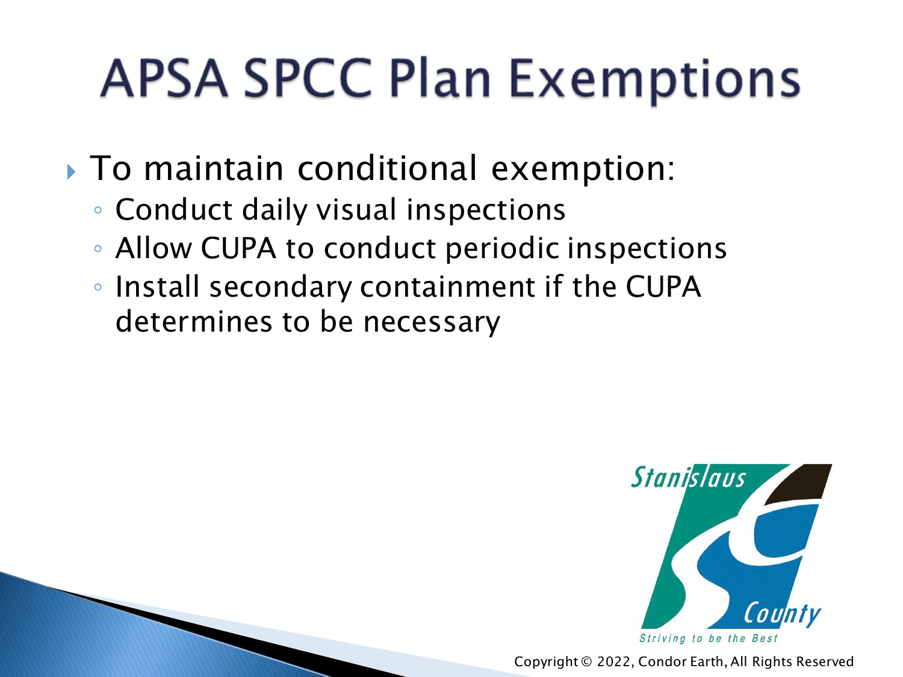# APSA SPCC Plan Exemptions

- To maintain conditional exemption:
  - Conduct daily visual inspections
  - Allow CUPA to conduct periodic inspections
  - Install secondary containment if the CUPA determines to be necessary

Copyright © 2022, Condor Earth, All Rights Reserved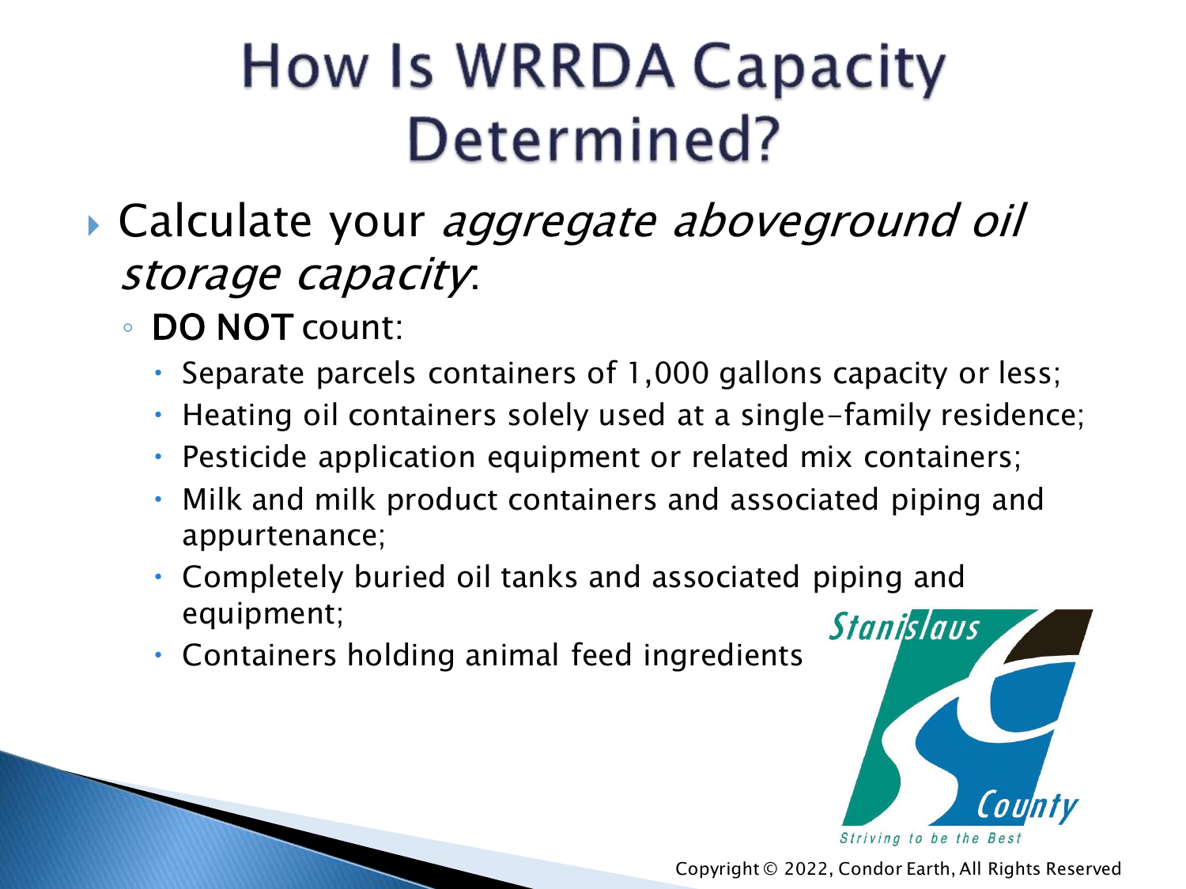# How Is WRRDA Capacity Determined?

- Calculate your *aggregate aboveground oil storage capacity*:
  - **DO NOT** count:
    - Separate parcels containers of 1,000 gallons capacity or less;
    - Heating oil containers solely used at a single-family residence;
    - Pesticide application equipment or related mix containers;
    - Milk and milk product containers and associated piping and appurtenance;
    - Completely buried oil tanks and associated piping and equipment;
    - Containers holding animal feed ingredients

Copyright © 2022, Condor Earth, All Rights Reserved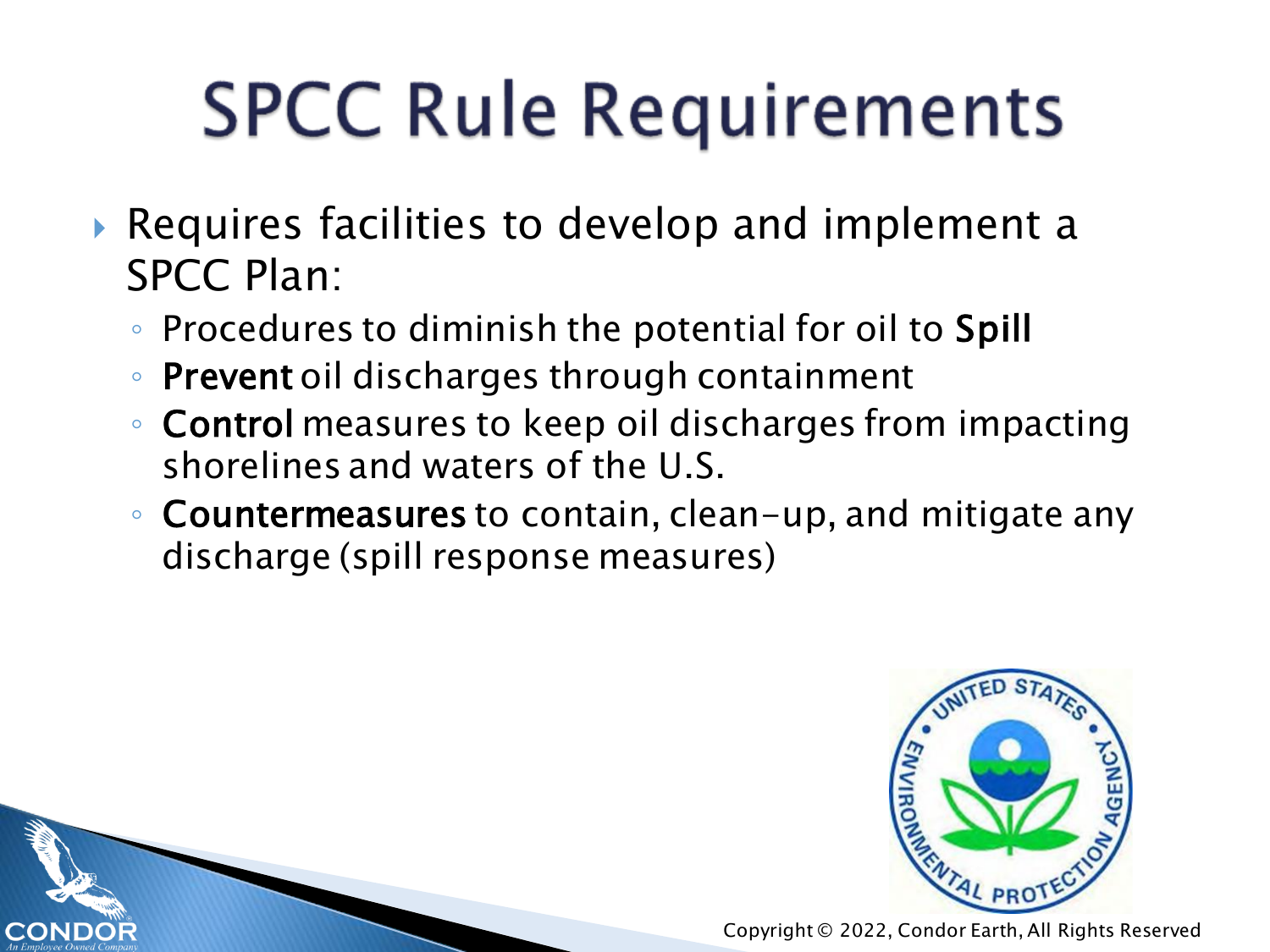# SPCC Rule Requirements

- Requires facilities to develop and implement a SPCC Plan:
  - Procedures to diminish the potential for oil to **Spill**
  - **Prevent** oil discharges through containment
  - **Control** measures to keep oil discharges from impacting shorelines and waters of the U.S.
  - **Countermeasures** to contain, clean-up, and mitigate any discharge (spill response measures)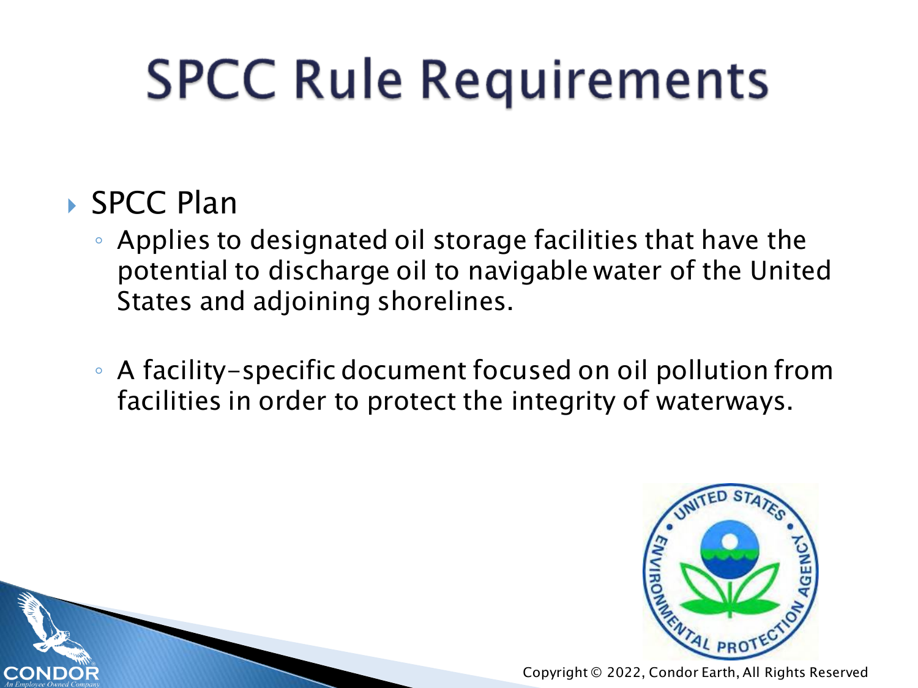# SPCC Rule Requirements

- SPCC Plan
  - Applies to designated oil storage facilities that have the potential to discharge oil to navigable water of the United States and adjoining shorelines.
  - A facility-specific document focused on oil pollution from facilities in order to protect the integrity of waterways.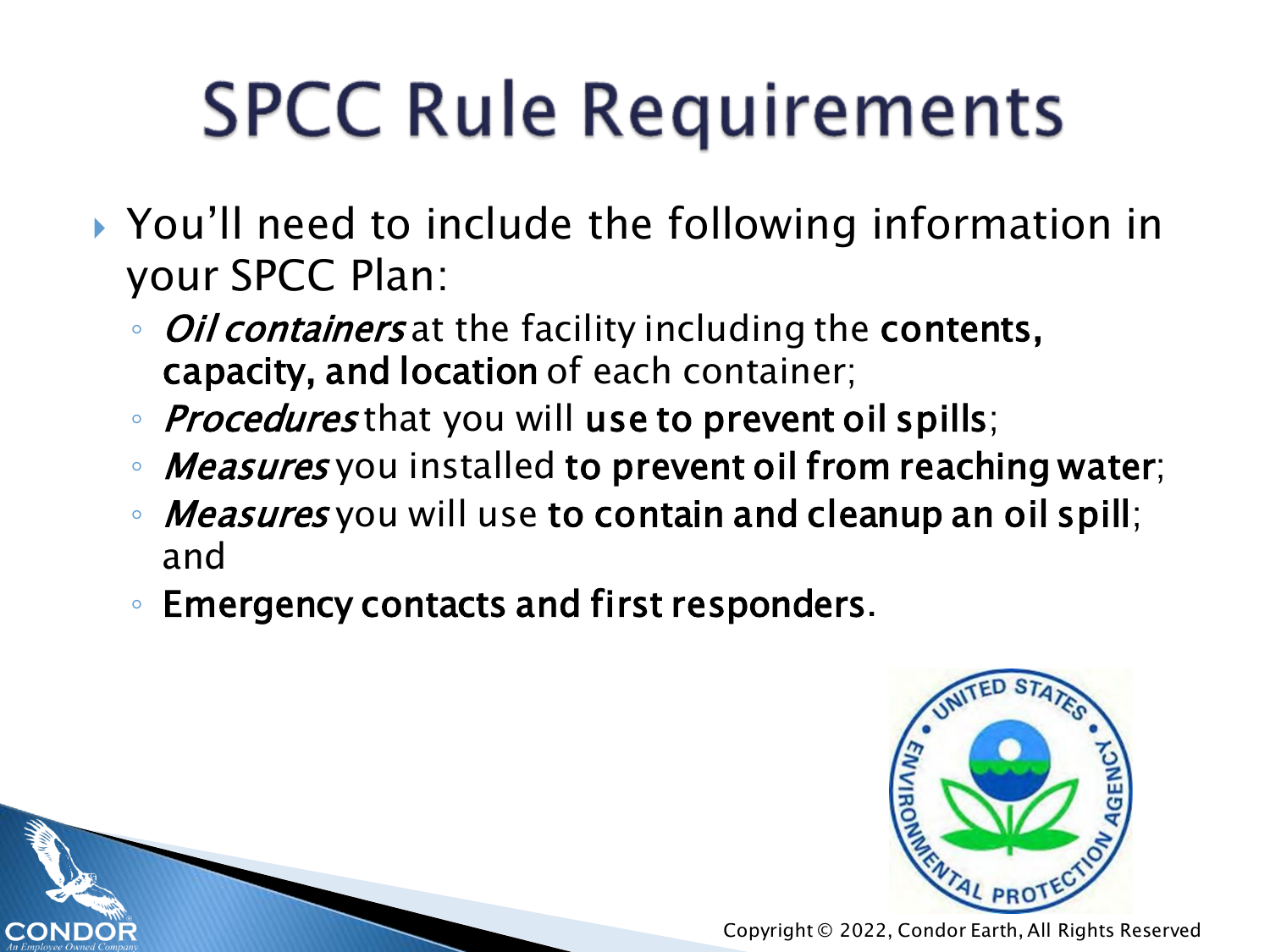# SPCC Rule Requirements

- You'll need to include the following information in your SPCC Plan:
  - *Oil containers* at the facility including the **contents, capacity, and location** of each container;
  - *Procedures* that you will **use to prevent oil spills**;
  - *Measures* you installed **to prevent oil from reaching water**;
  - *Measures* you will use **to contain and cleanup an oil spill**; and
  - **Emergency contacts and first responders**.

Copyright © 2022, Condor Earth, All Rights Reserved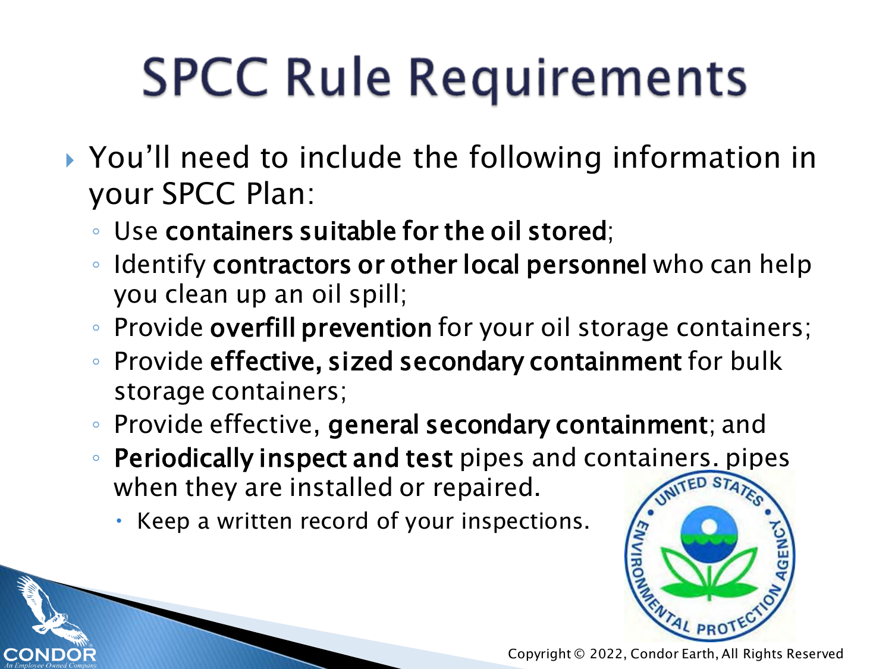# SPCC Rule Requirements

- You'll need to include the following information in your SPCC Plan:
  - Use **containers suitable for the oil stored**;
  - Identify **contractors or other local personnel** who can help you clean up an oil spill;
  - Provide **overfill prevention** for your oil storage containers;
  - Provide **effective, sized secondary containment** for bulk storage containers;
  - Provide effective, **general secondary containment**; and
  - **Periodically inspect and test** pipes and containers. pipes when they are installed or repaired.
    - Keep a written record of your inspections.

Copyright © 2022, Condor Earth, All Rights Reserved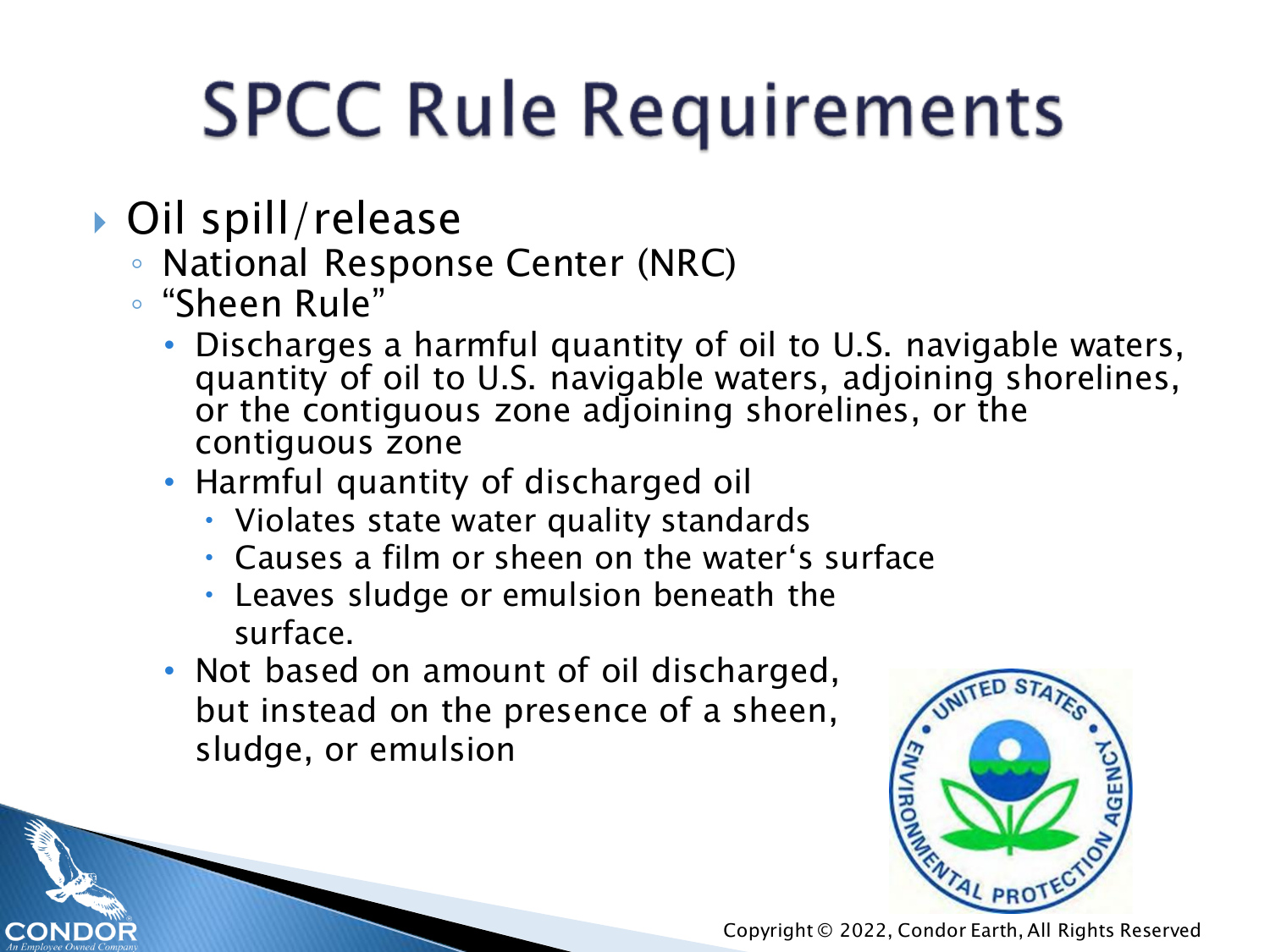# SPCC Rule Requirements

- Oil spill/release
  - National Response Center (NRC)
  - "Sheen Rule"
    - Discharges a harmful quantity of oil to U.S. navigable waters, quantity of oil to U.S. navigable waters, adjoining shorelines, or the contiguous zone adjoining shorelines, or the contiguous zone
    - Harmful quantity of discharged oil
      - Violates state water quality standards
      - Causes a film or sheen on the water's surface
      - Leaves sludge or emulsion beneath the surface.
    - Not based on amount of oil discharged, but instead on the presence of a sheen, sludge, or emulsion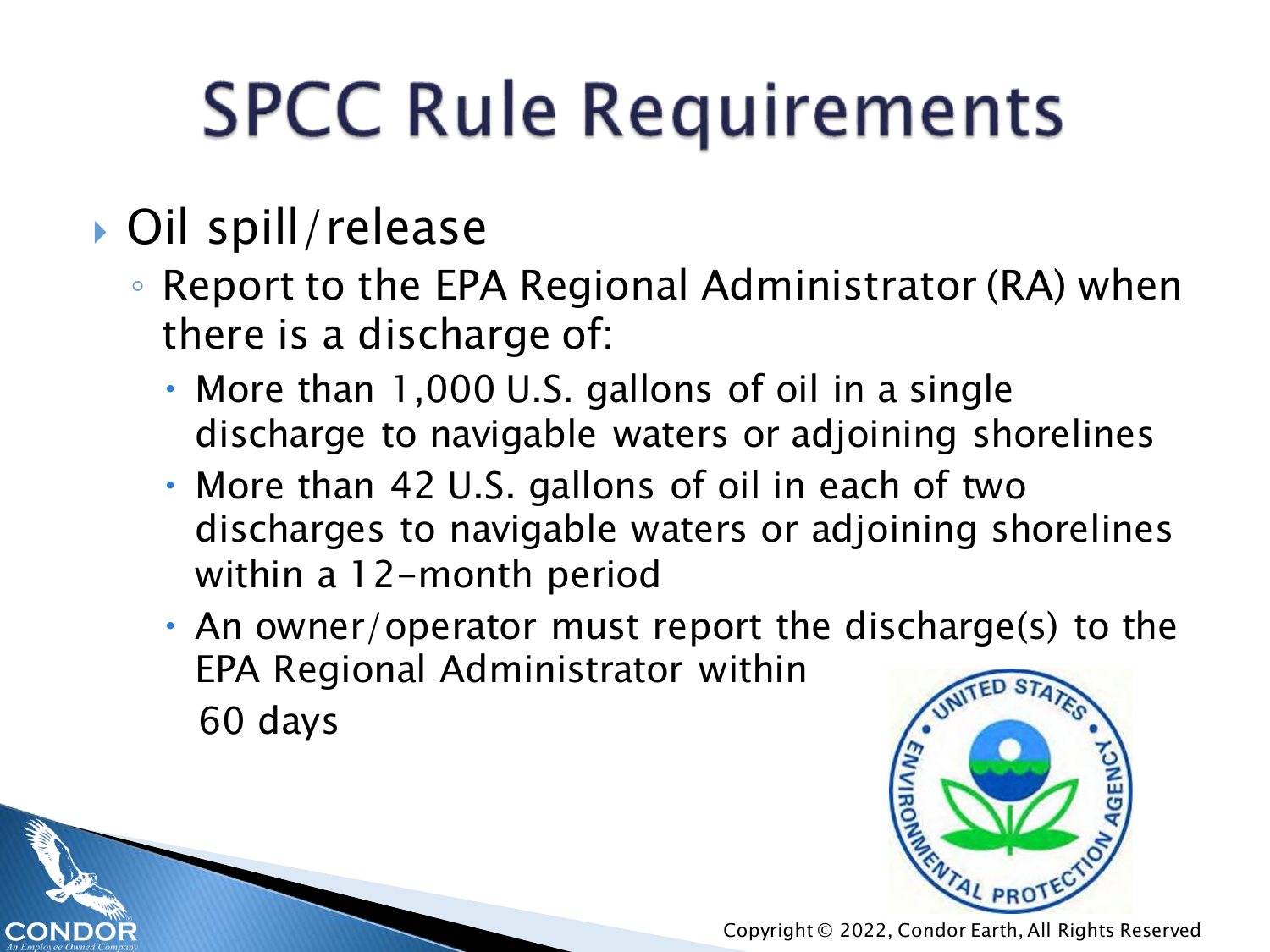# SPCC Rule Requirements

- Oil spill/release
  - Report to the EPA Regional Administrator (RA) when there is a discharge of:
    - More than 1,000 U.S. gallons of oil in a single discharge to navigable waters or adjoining shorelines
    - More than 42 U.S. gallons of oil in each of two discharges to navigable waters or adjoining shorelines within a 12-month period
    - An owner/operator must report the discharge(s) to the EPA Regional Administrator within 60 days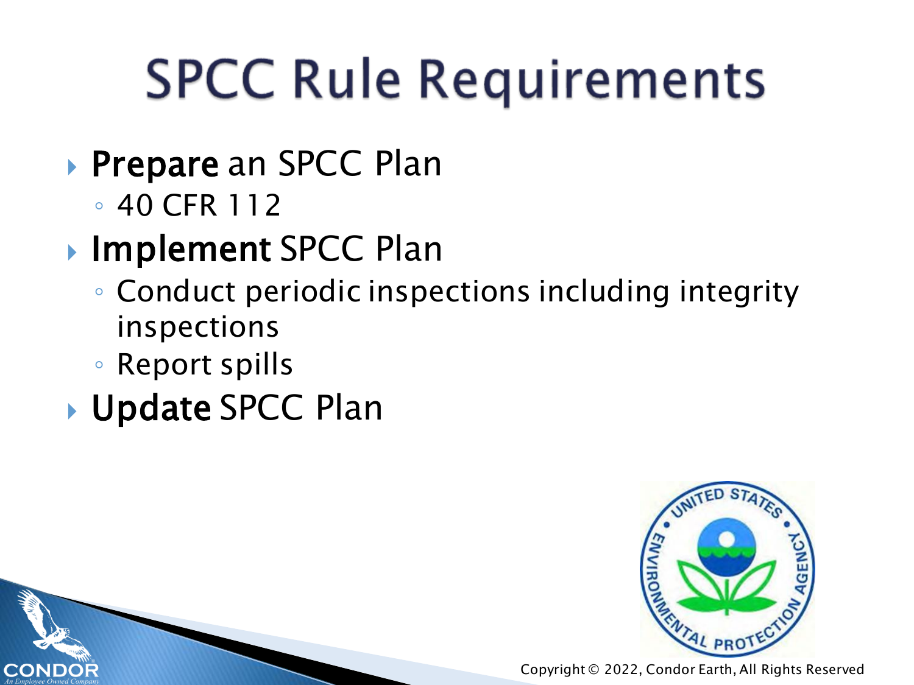# SPCC Rule Requirements

- **Prepare** an SPCC Plan
  - 40 CFR 112
- **Implement** SPCC Plan
  - Conduct periodic inspections including integrity inspections
  - Report spills
- **Update** SPCC Plan

Copyright © 2022, Condor Earth, All Rights Reserved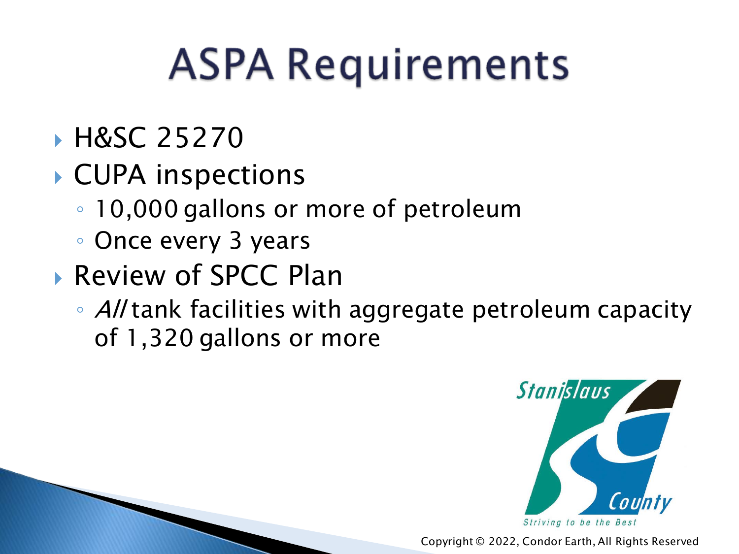# ASPA Requirements

- H&SC 25270
- CUPA inspections
  - 10,000 gallons or more of petroleum
  - Once every 3 years
- Review of SPCC Plan
  - *All* tank facilities with aggregate petroleum capacity of 1,320 gallons or more

Copyright © 2022, Condor Earth, All Rights Reserved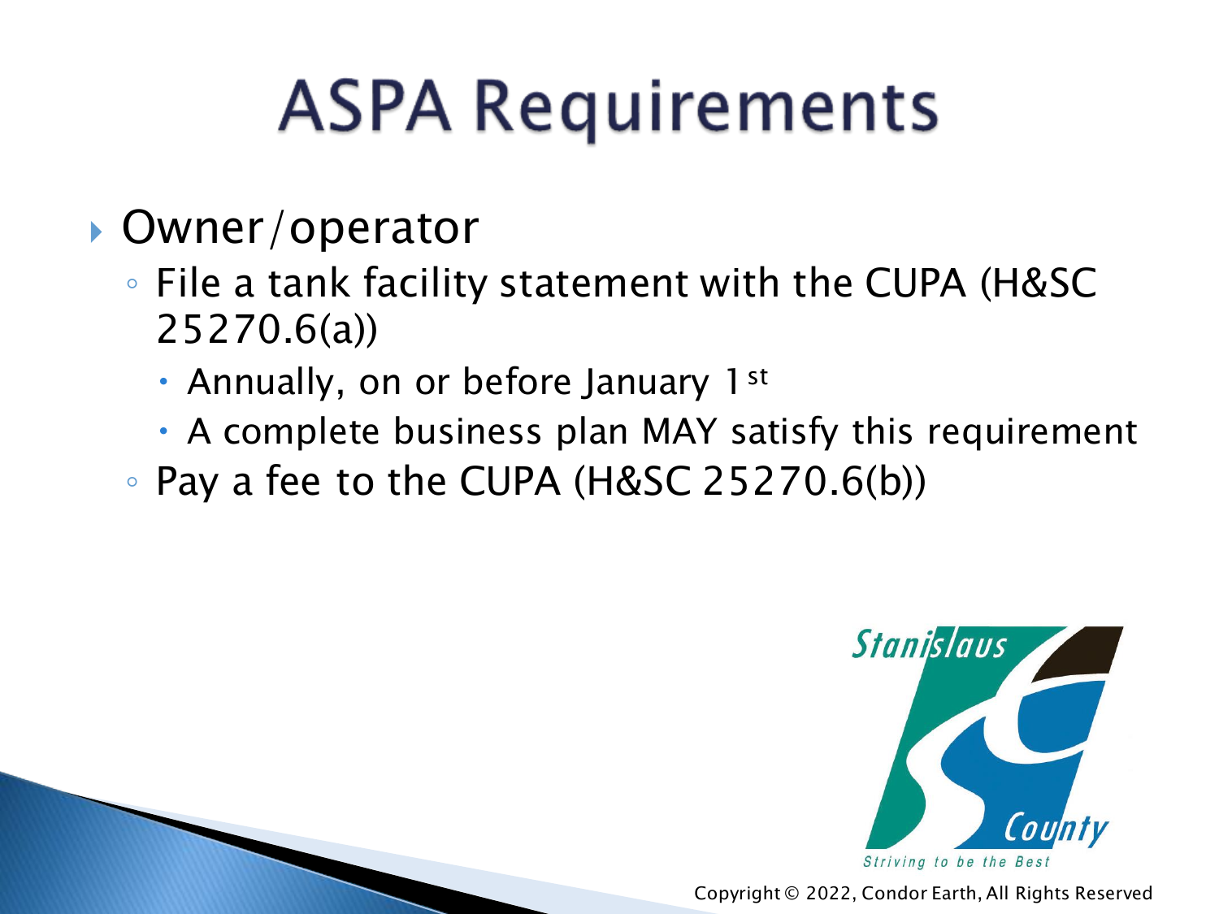# ASPA Requirements

- Owner/operator
  - File a tank facility statement with the CUPA (H&SC 25270.6(a))
    - Annually, on or before January 1st
    - A complete business plan MAY satisfy this requirement
  - Pay a fee to the CUPA (H&SC 25270.6(b))

Copyright © 2022, Condor Earth, All Rights Reserved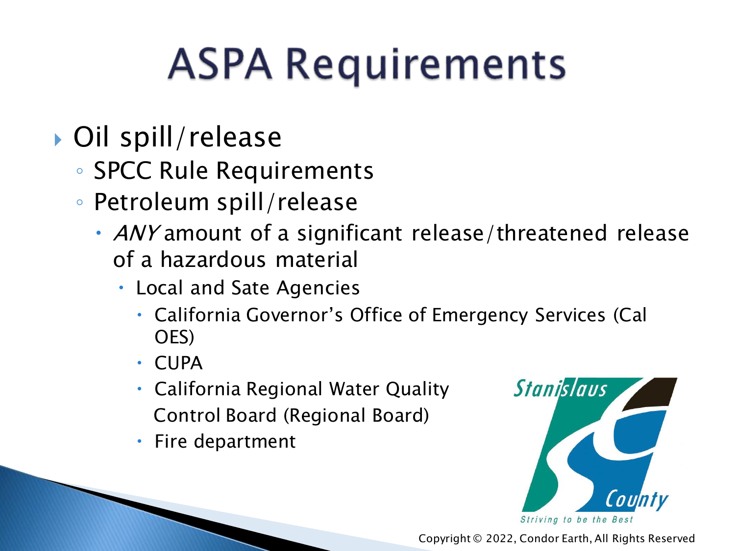# ASPA Requirements

- Oil spill/release
  - SPCC Rule Requirements
  - Petroleum spill/release
    - *ANY* amount of a significant release/threatened release of a hazardous material
      - Local and Sate Agencies
        - California Governor's Office of Emergency Services (Cal OES)
        - CUPA
        - California Regional Water Quality Control Board (Regional Board)
        - Fire department

Copyright © 2022, Condor Earth, All Rights Reserved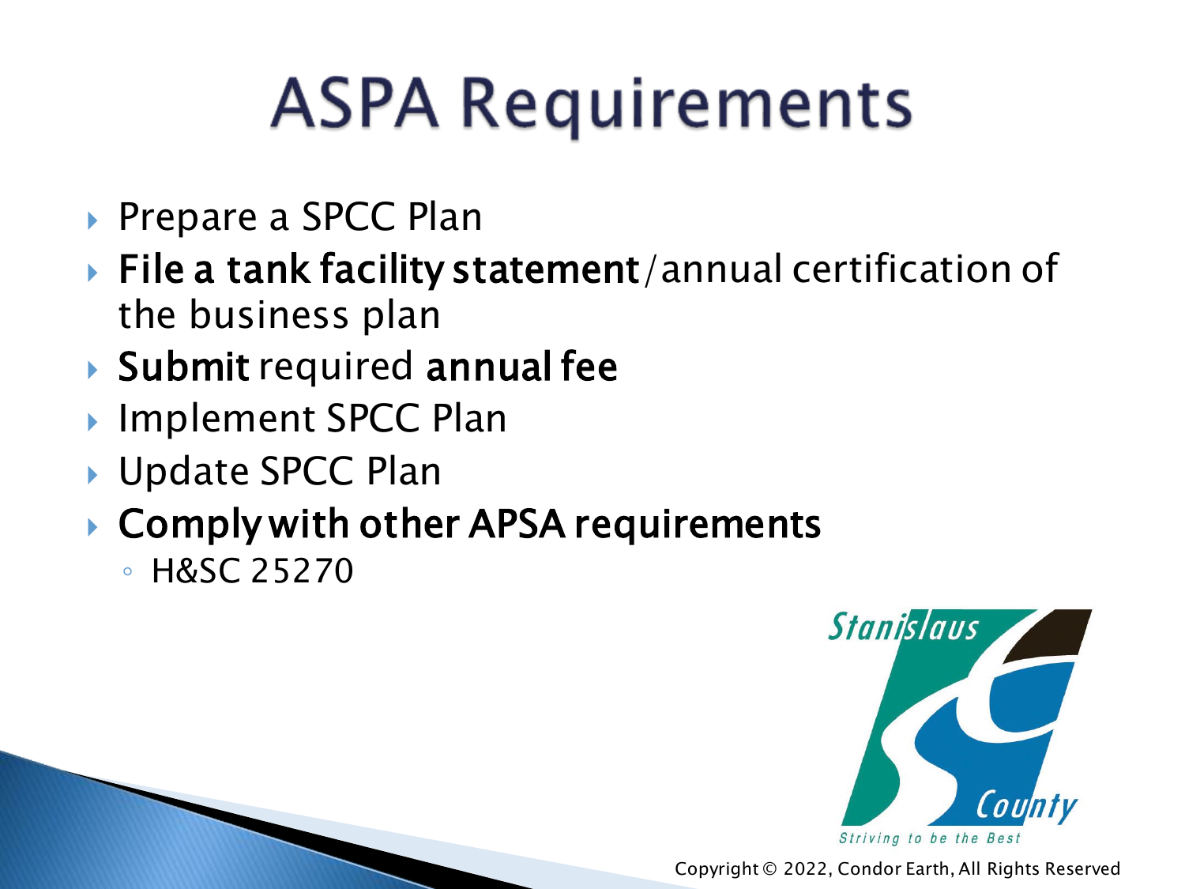# ASPA Requirements

- Prepare a SPCC Plan
- **File a tank facility statement**/annual certification of the business plan
- **Submit** required **annual fee**
- Implement SPCC Plan
- Update SPCC Plan
- **Comply with other APSA requirements**
  - H&SC 25270

Stanislaus County
Striving to be the Best

Copyright © 2022, Condor Earth, All Rights Reserved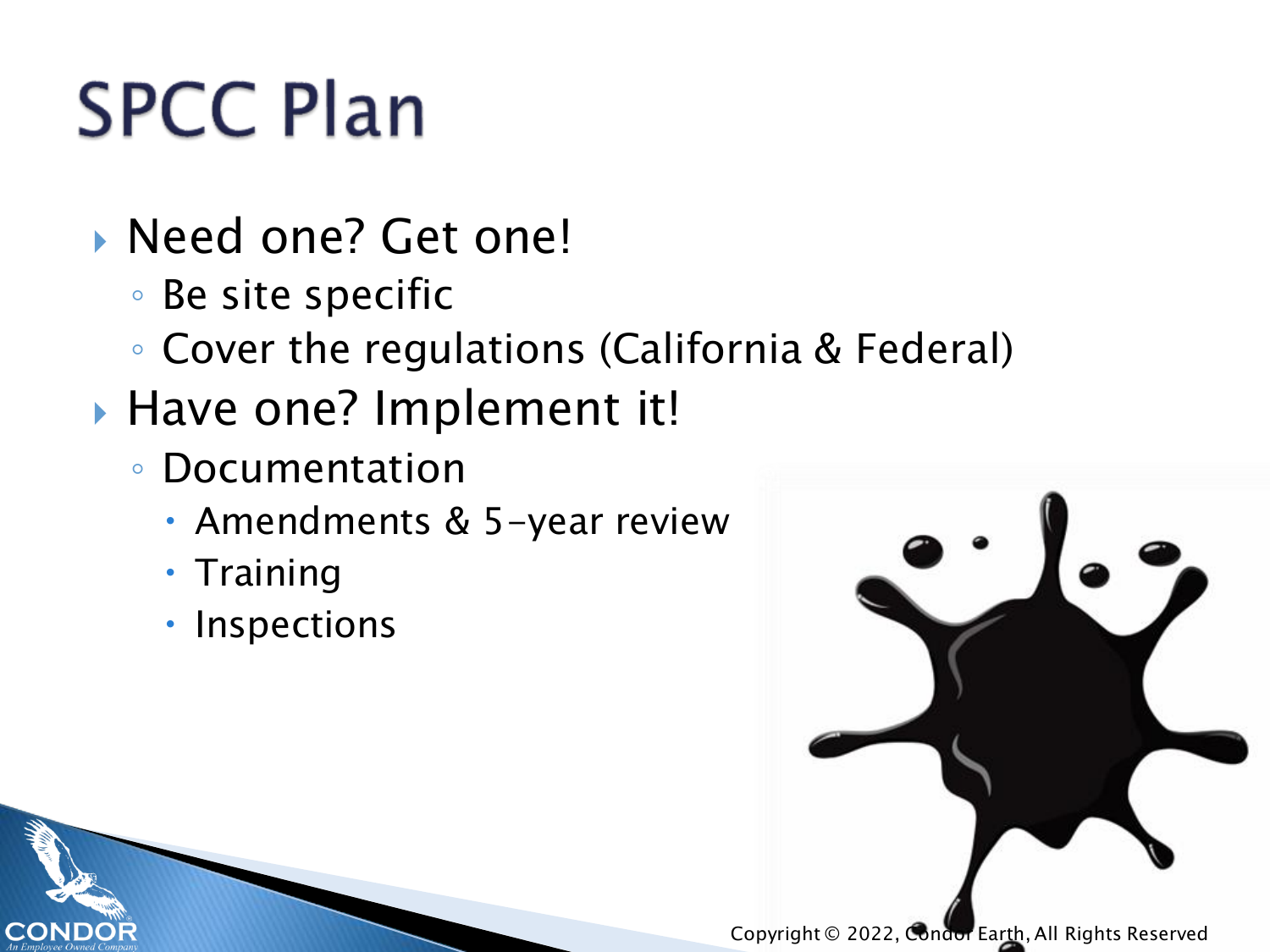# SPCC Plan

- Need one? Get one!
  - Be site specific
  - Cover the regulations (California & Federal)
- Have one? Implement it!
  - Documentation
    - Amendments & 5-year review
    - Training
    - Inspections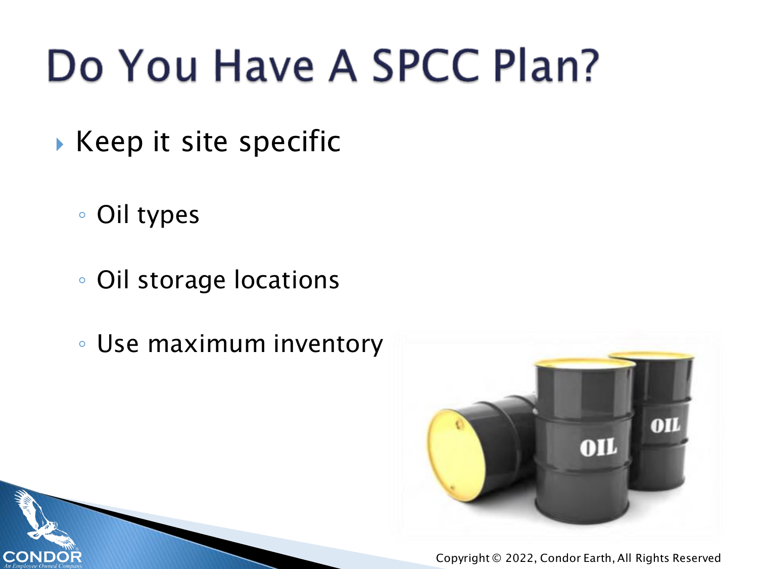# Do You Have A SPCC Plan?

- Keep it site specific
  - Oil types
  - Oil storage locations
  - Use maximum inventory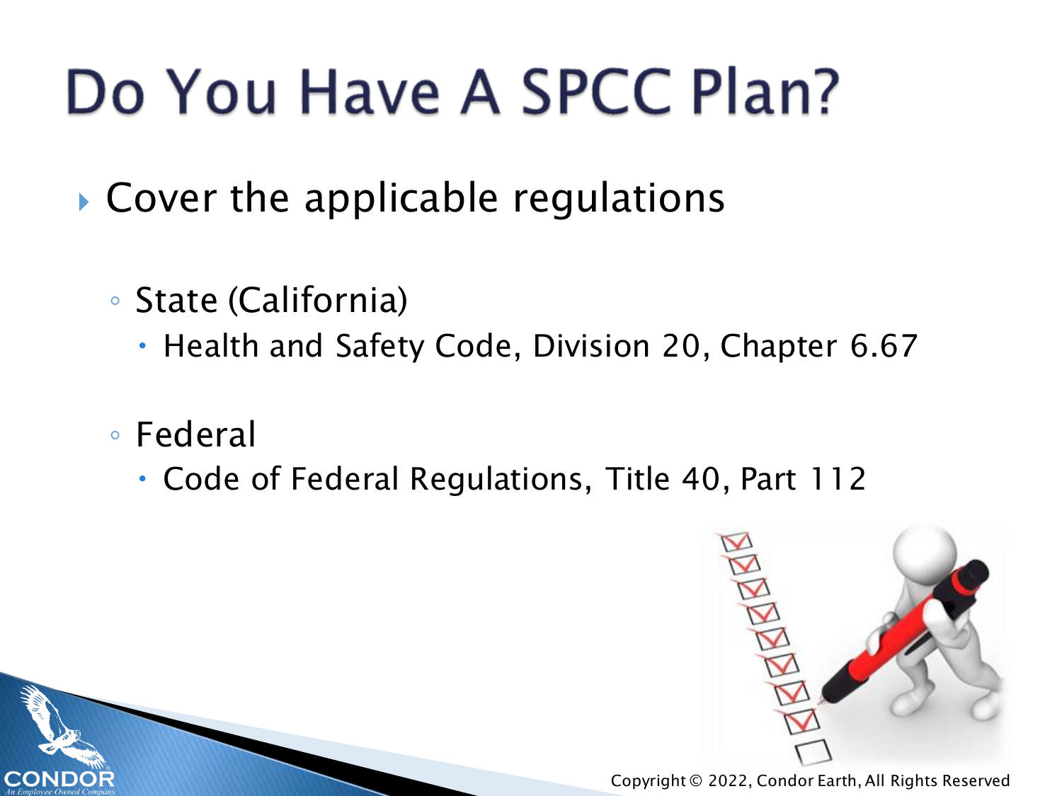# Do You Have A SPCC Plan?

- Cover the applicable regulations
  - State (California)
    - Health and Safety Code, Division 20, Chapter 6.67
  - Federal
    - Code of Federal Regulations, Title 40, Part 112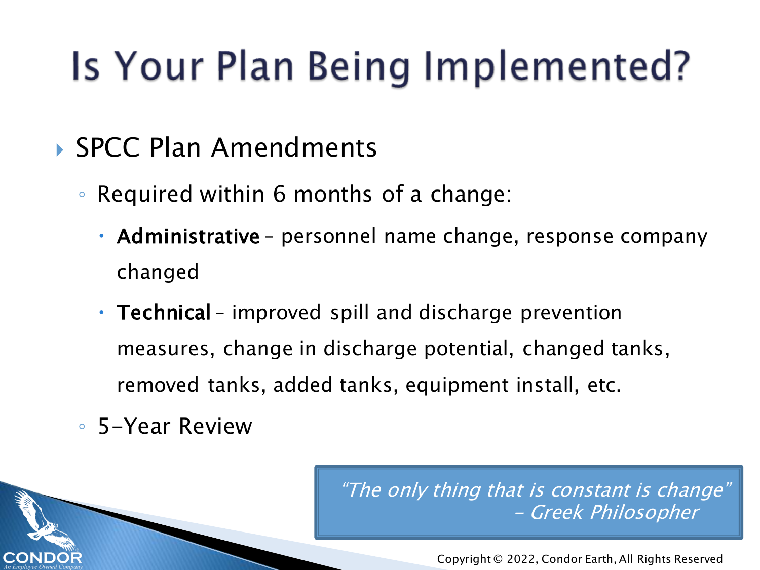# Is Your Plan Being Implemented?

- SPCC Plan Amendments
  - Required within 6 months of a change:
    - **Administrative** – personnel name change, response company changed
    - **Technical** – improved spill and discharge prevention measures, change in discharge potential, changed tanks, removed tanks, added tanks, equipment install, etc.
  - 5-Year Review

> *"The only thing that is constant is change"*
> *– Greek Philosopher*

Copyright © 2022, Condor Earth, All Rights Reserved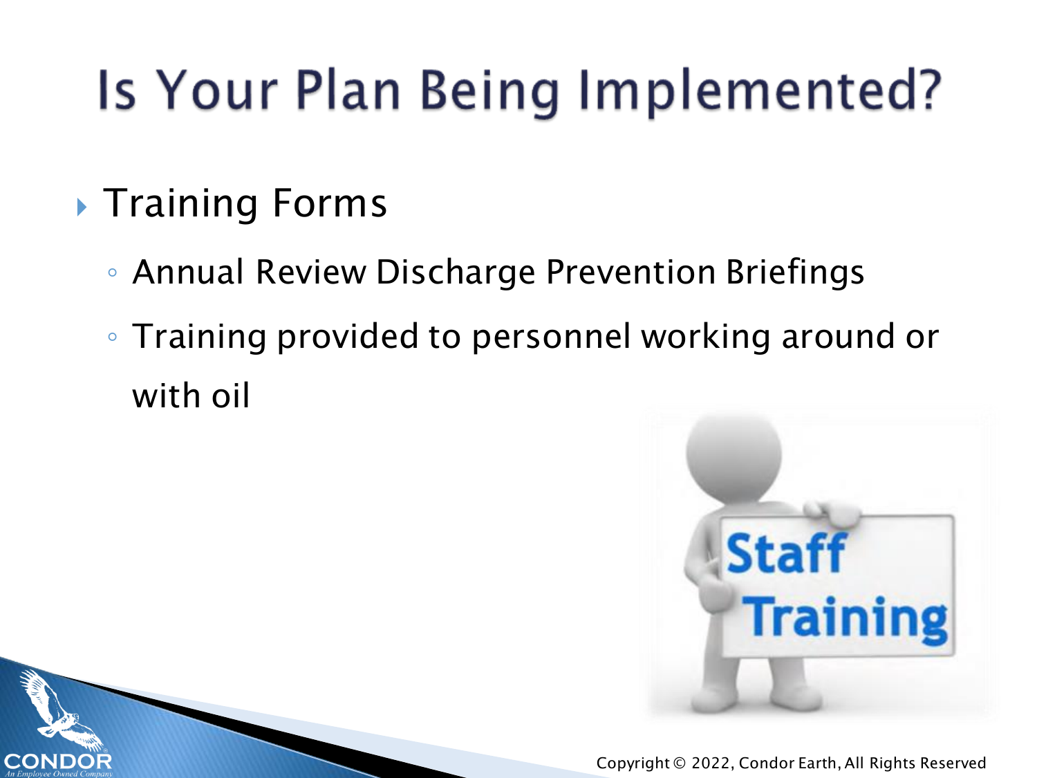# Is Your Plan Being Implemented?

- Training Forms
  - Annual Review Discharge Prevention Briefings
  - Training provided to personnel working around or with oil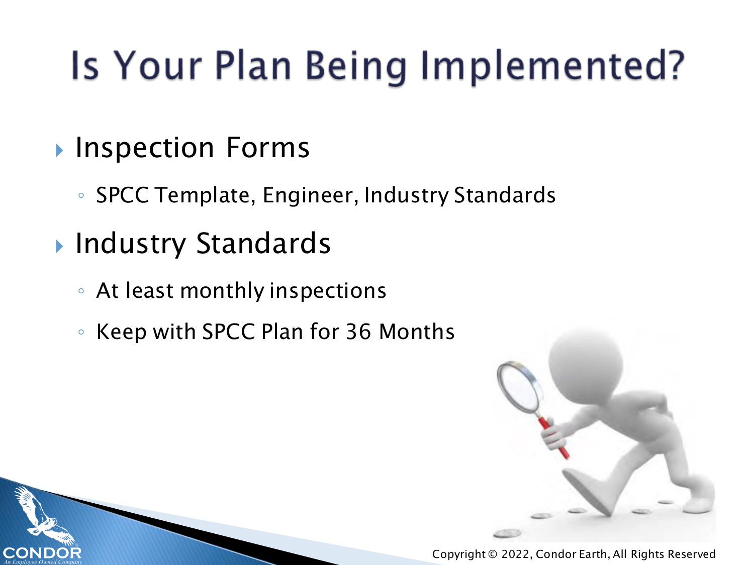# Is Your Plan Being Implemented?

- Inspection Forms
  - SPCC Template, Engineer, Industry Standards
- Industry Standards
  - At least monthly inspections
  - Keep with SPCC Plan for 36 Months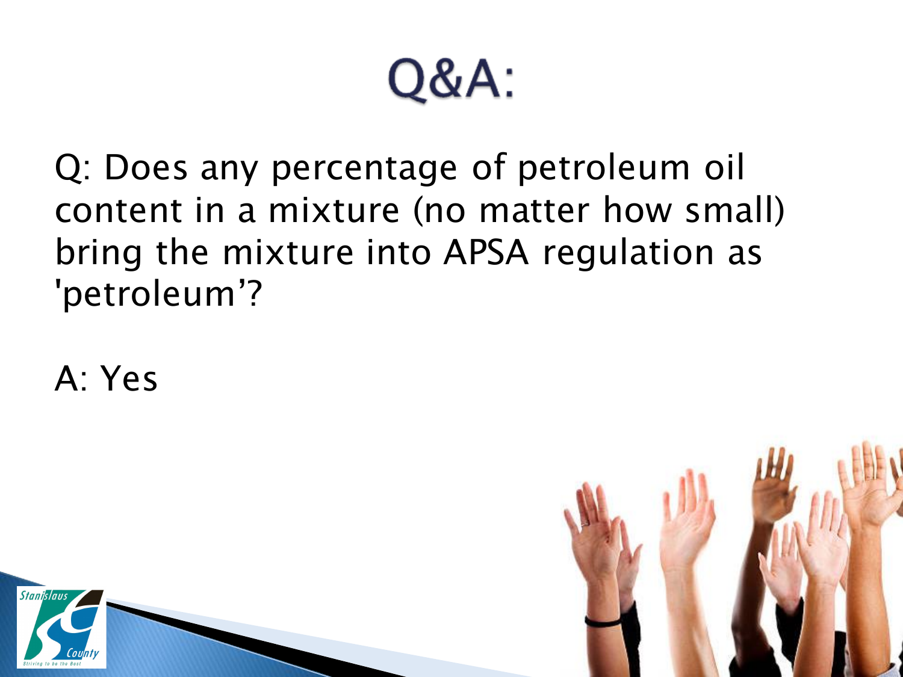# Q&A:

Q: Does any percentage of petroleum oil content in a mixture (no matter how small) bring the mixture into APSA regulation as 'petroleum'?

A: Yes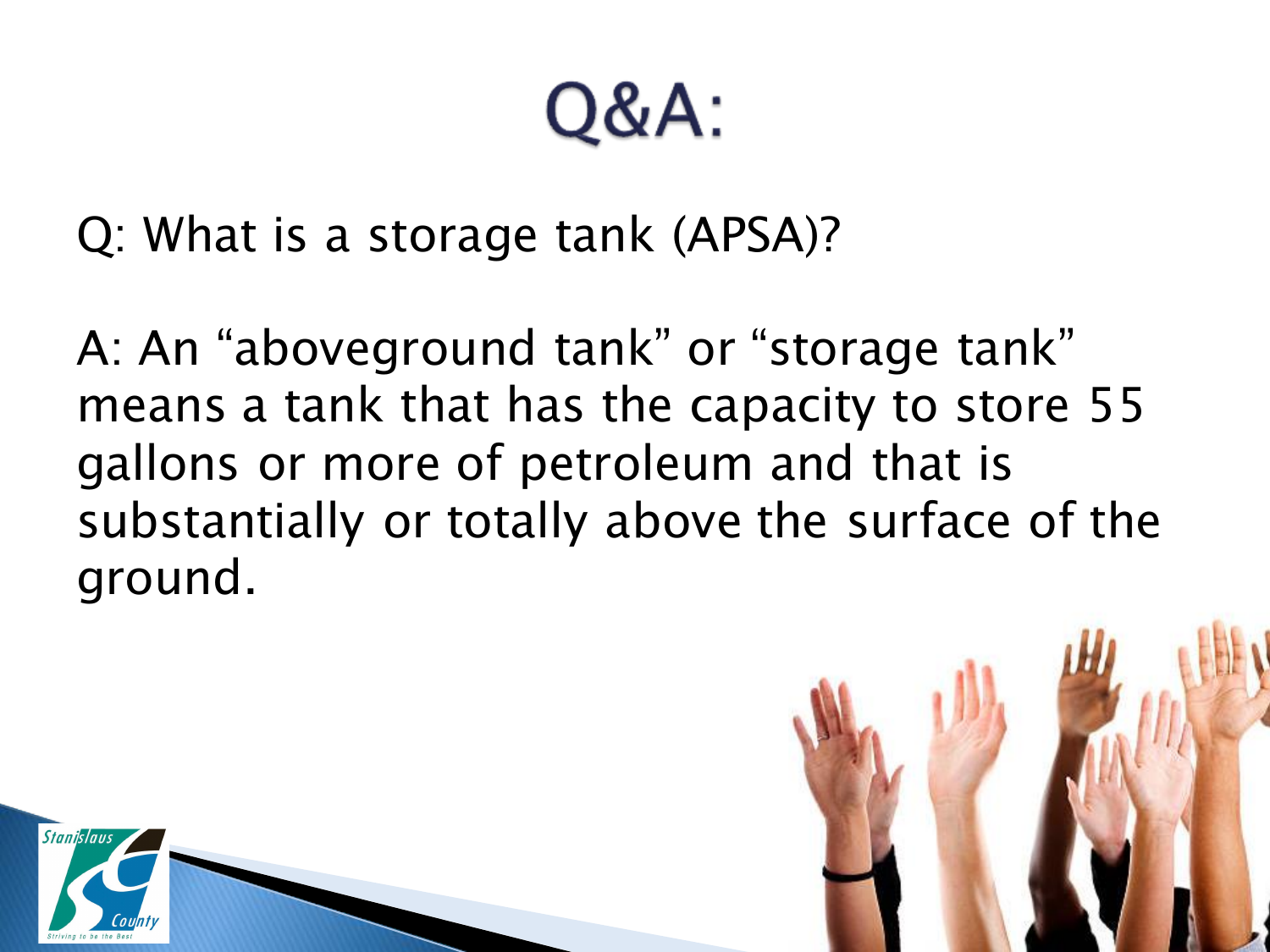# Q&A:

Q: What is a storage tank (APSA)?

A: An "aboveground tank" or "storage tank" means a tank that has the capacity to store 55 gallons or more of petroleum and that is substantially or totally above the surface of the ground.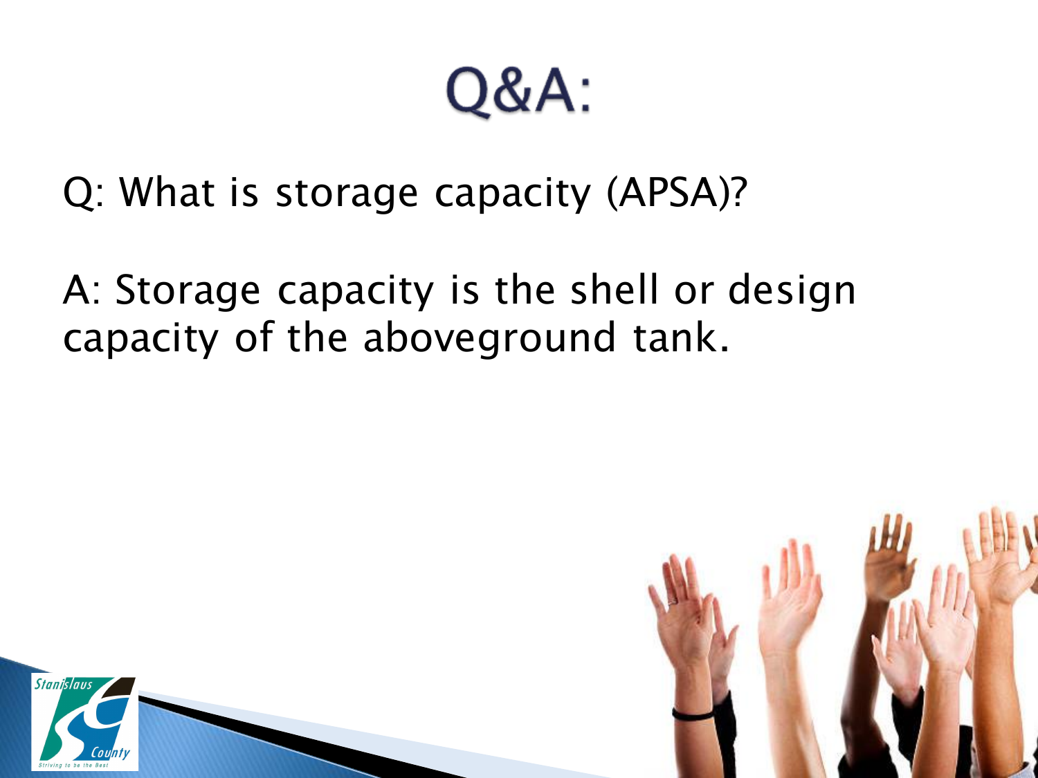# Q&A:

Q: What is storage capacity (APSA)?

A: Storage capacity is the shell or design capacity of the aboveground tank.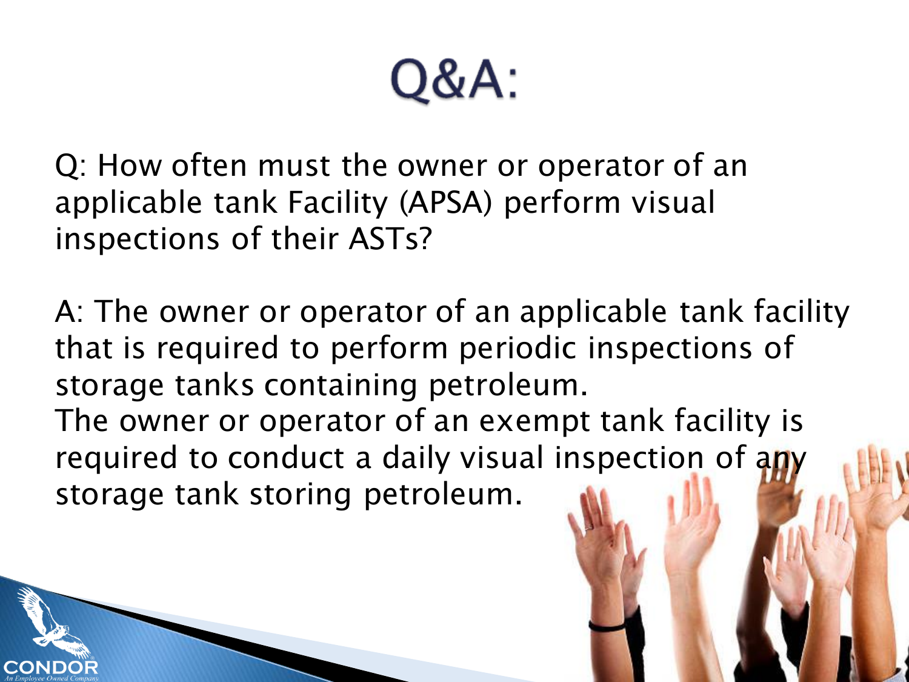# Q&A:

Q: How often must the owner or operator of an applicable tank Facility (APSA) perform visual inspections of their ASTs?

A: The owner or operator of an applicable tank facility that is required to perform periodic inspections of storage tanks containing petroleum.

The owner or operator of an exempt tank facility is required to conduct a daily visual inspection of any storage tank storing petroleum.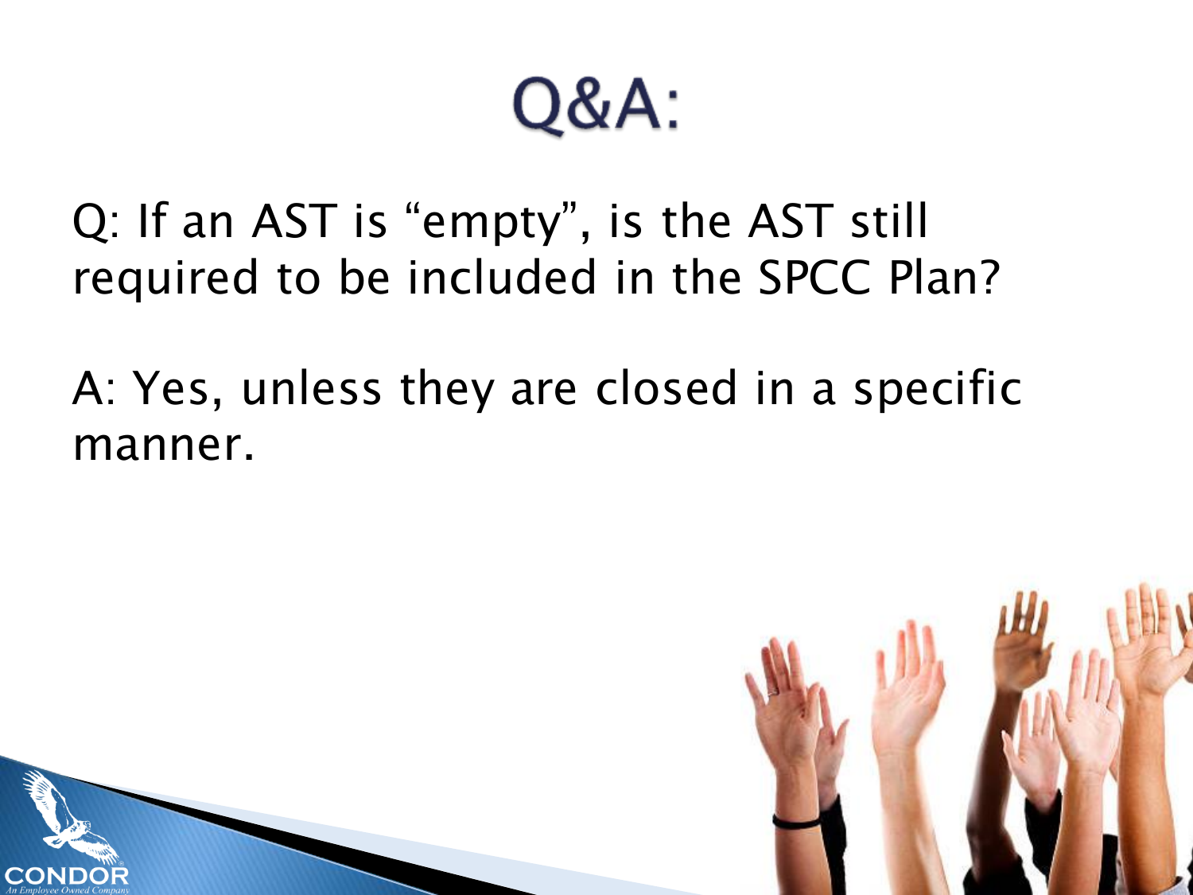# Q&A:

Q: If an AST is “empty”, is the AST still required to be included in the SPCC Plan?

A: Yes, unless they are closed in a specific manner.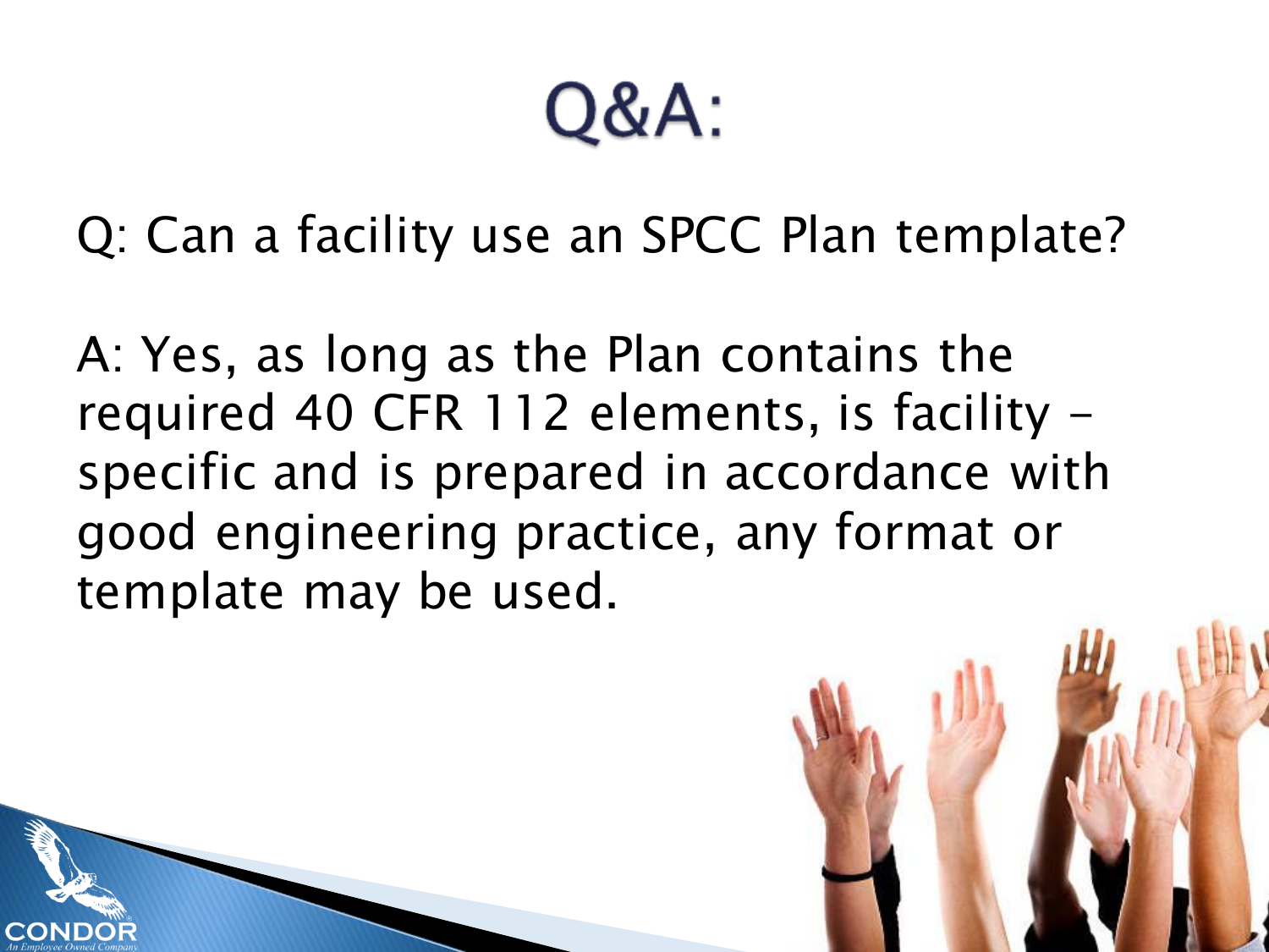# Q&A:

Q: Can a facility use an SPCC Plan template?

A: Yes, as long as the Plan contains the required 40 CFR 112 elements, is facility – specific and is prepared in accordance with good engineering practice, any format or template may be used.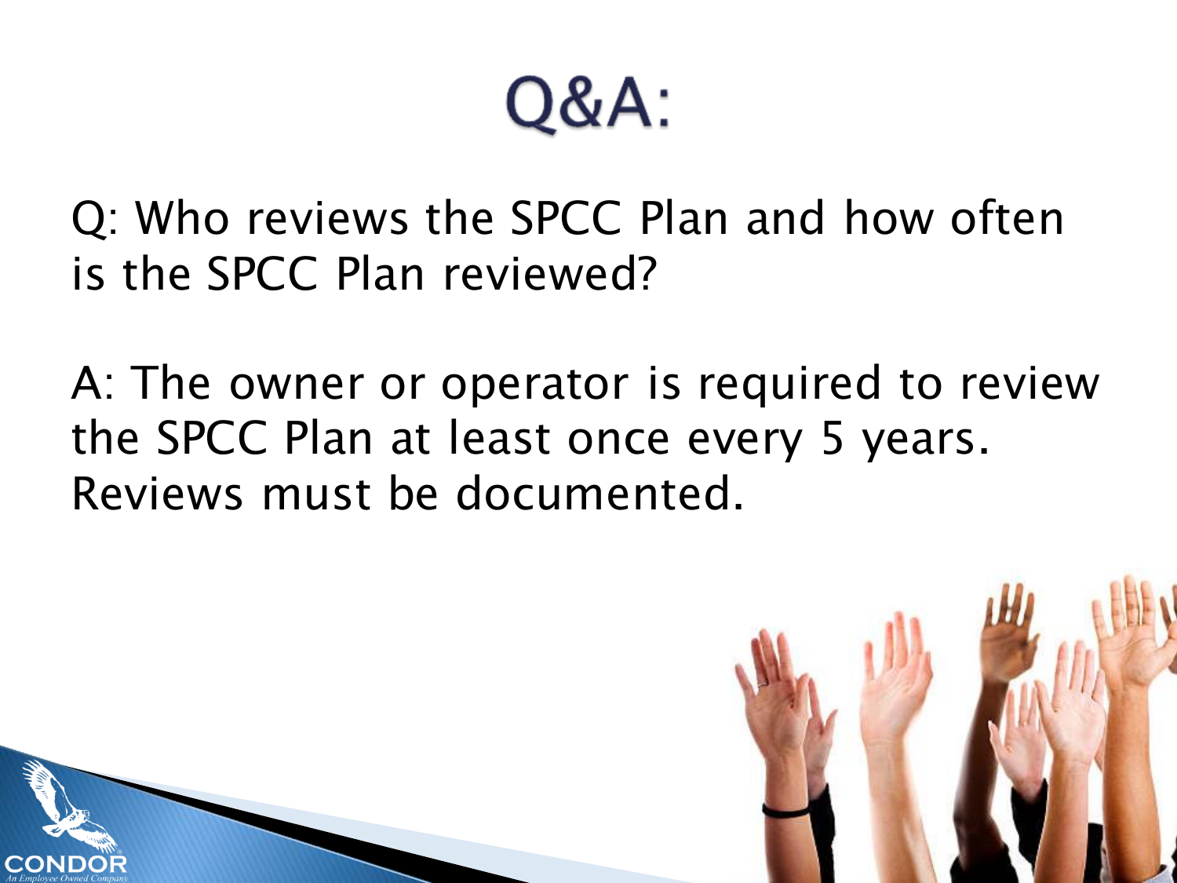# Q&A:

Q: Who reviews the SPCC Plan and how often is the SPCC Plan reviewed?

A: The owner or operator is required to review the SPCC Plan at least once every 5 years. Reviews must be documented.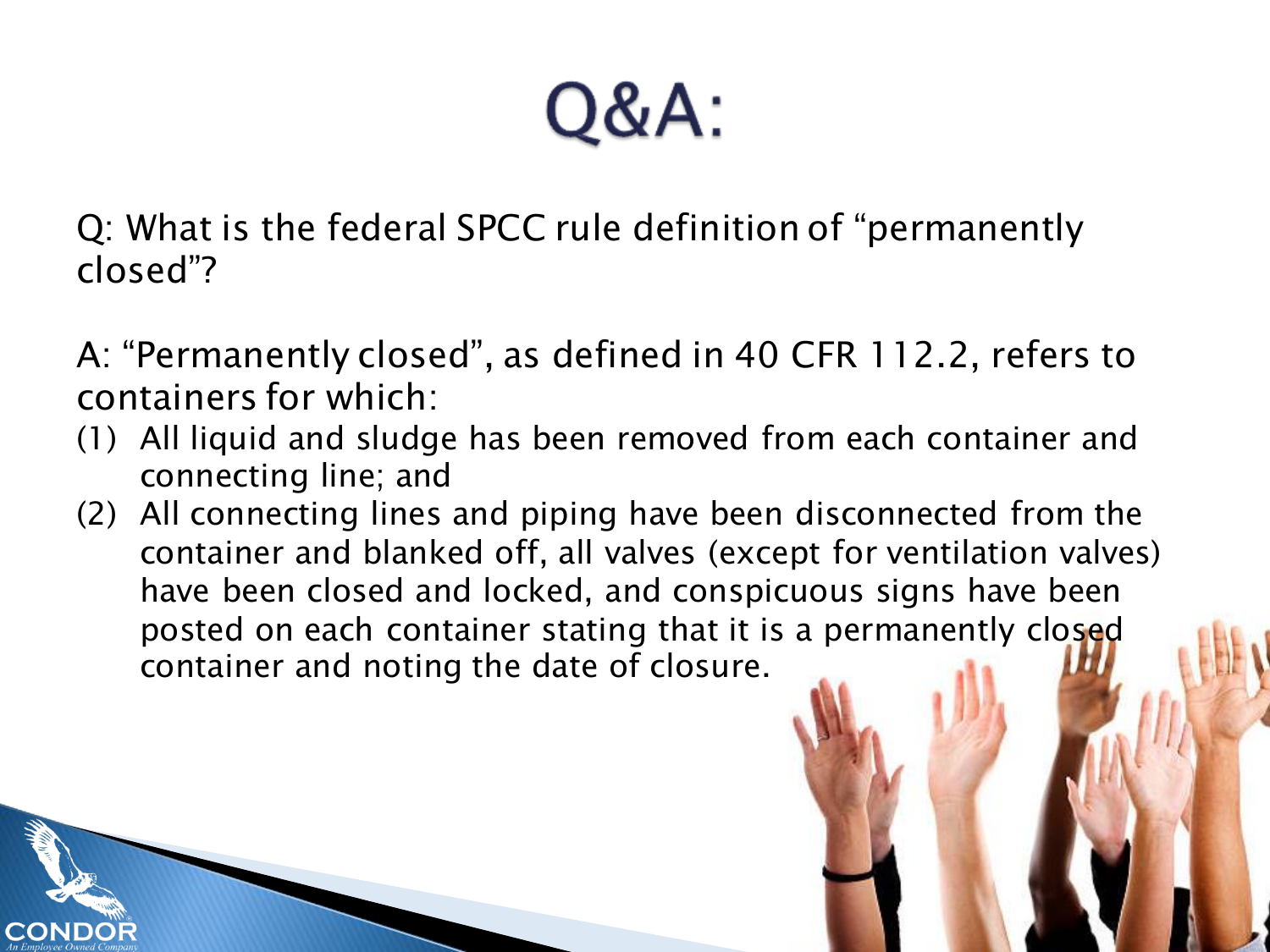# Q&A:

Q: What is the federal SPCC rule definition of "permanently closed"?

A: "Permanently closed", as defined in 40 CFR 112.2, refers to containers for which:

(1) All liquid and sludge has been removed from each container and connecting line; and

(2) All connecting lines and piping have been disconnected from the container and blanked off, all valves (except for ventilation valves) have been closed and locked, and conspicuous signs have been posted on each container stating that it is a permanently closed container and noting the date of closure.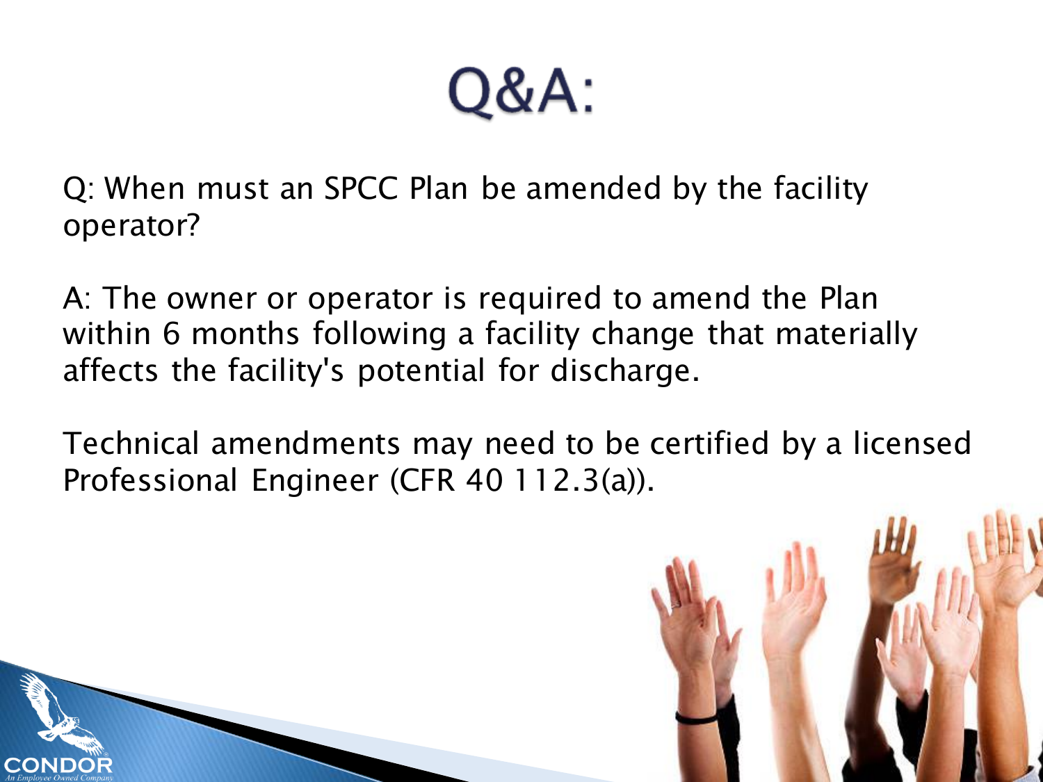# Q&A:

Q: When must an SPCC Plan be amended by the facility operator?

A: The owner or operator is required to amend the Plan within 6 months following a facility change that materially affects the facility's potential for discharge.

Technical amendments may need to be certified by a licensed Professional Engineer (CFR 40 112.3(a)).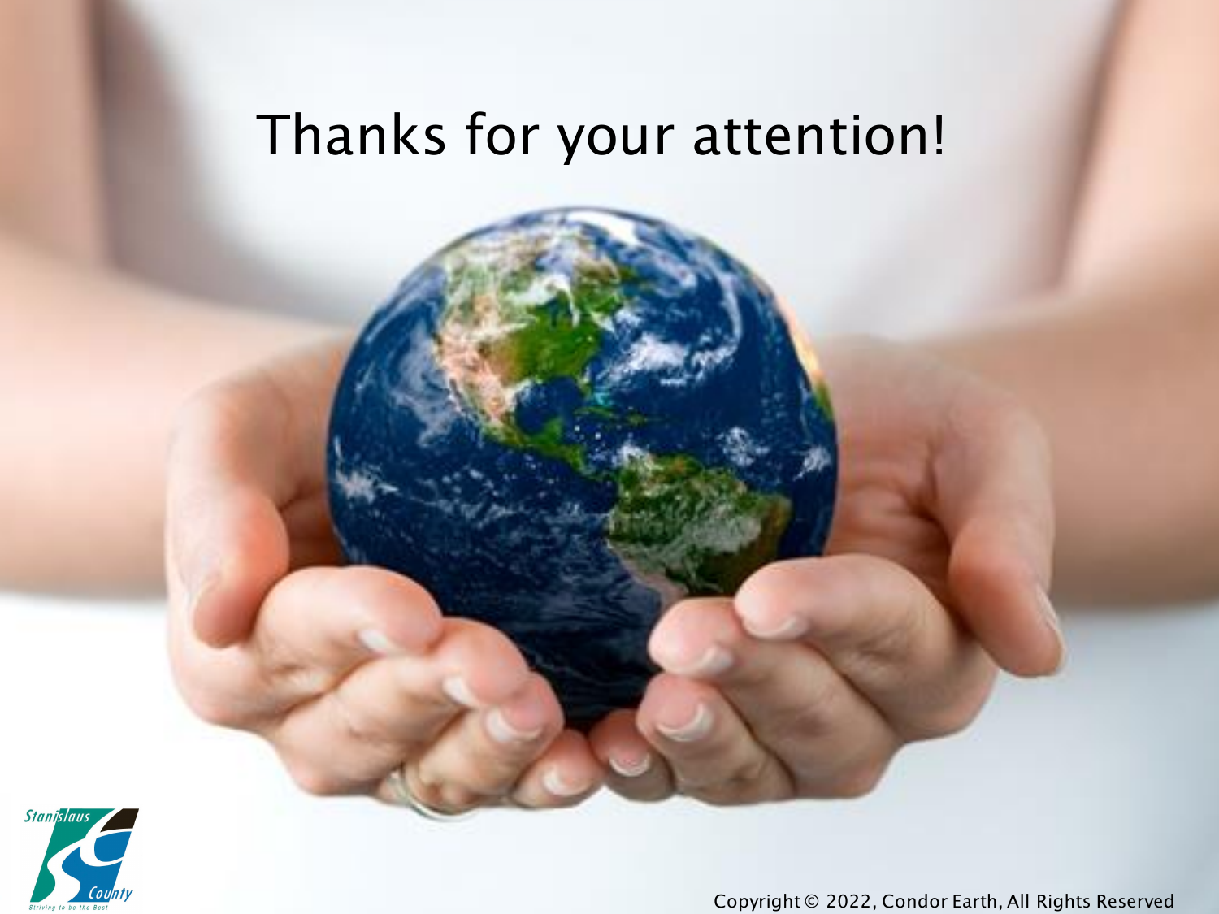# Thanks for your attention!

Copyright © 2022, Condor Earth, All Rights Reserved